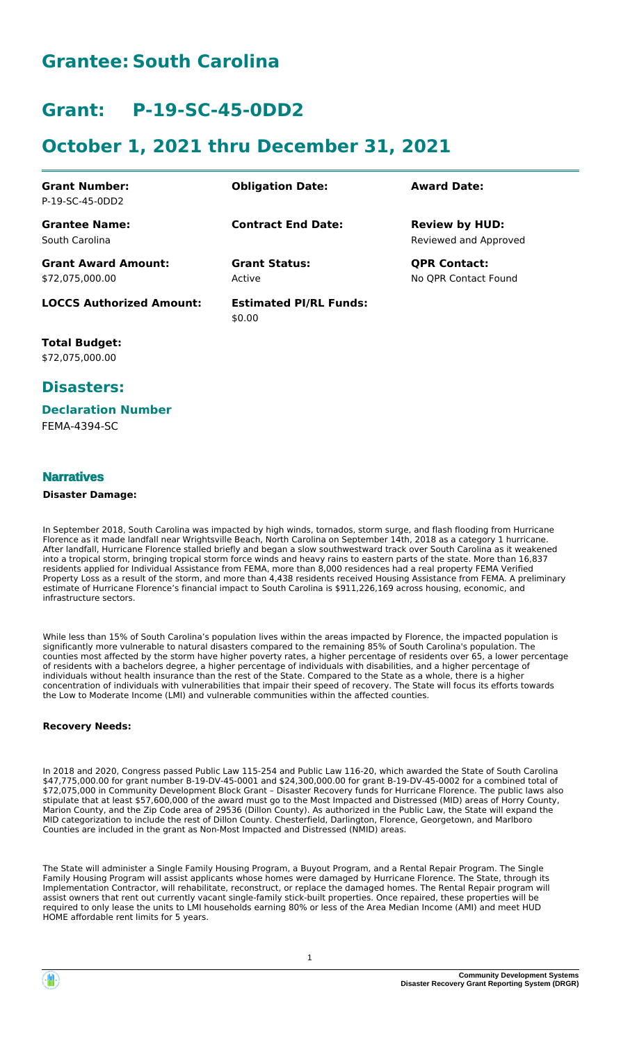# Grantee: South Carolina

# Grant: P-19-SC-45-0DD2

# October 1, 2021 thru December 31, 2021

| | | |
|---|---|---|
| **Grant Number:**<br>P-19-SC-45-0DD2 | **Obligation Date:** | **Award Date:** |
| **Grantee Name:**<br>South Carolina | **Contract End Date:** | **Review by HUD:**<br>Reviewed and Approved |
| **Grant Award Amount:**<br>$72,075,000.00 | **Grant Status:**<br>Active | **QPR Contact:**<br>No QPR Contact Found |
| **LOCCS Authorized Amount:** | **Estimated PI/RL Funds:**<br>$0.00 | |

**Total Budget:**
$72,075,000.00

## Disasters:

### Declaration Number

FEMA-4394-SC

### Narratives

**Disaster Damage:**

In September 2018, South Carolina was impacted by high winds, tornados, storm surge, and flash flooding from Hurricane Florence as it made landfall near Wrightsville Beach, North Carolina on September 14th, 2018 as a category 1 hurricane. After landfall, Hurricane Florence stalled briefly and began a slow southwestward track over South Carolina as it weakened into a tropical storm, bringing tropical storm force winds and heavy rains to eastern parts of the state. More than 16,837 residents applied for Individual Assistance from FEMA, more than 8,000 residences had a real property FEMA Verified Property Loss as a result of the storm, and more than 4,438 residents received Housing Assistance from FEMA. A preliminary estimate of Hurricane Florence's financial impact to South Carolina is $911,226,169 across housing, economic, and infrastructure sectors.

While less than 15% of South Carolina's population lives within the areas impacted by Florence, the impacted population is significantly more vulnerable to natural disasters compared to the remaining 85% of South Carolina's population. The counties most affected by the storm have higher poverty rates, a higher percentage of residents over 65, a lower percentage of residents with a bachelors degree, a higher percentage of individuals with disabilities, and a higher percentage of individuals without health insurance than the rest of the State. Compared to the State as a whole, there is a higher concentration of individuals with vulnerabilities that impair their speed of recovery. The State will focus its efforts towards the Low to Moderate Income (LMI) and vulnerable communities within the affected counties.

**Recovery Needs:**

In 2018 and 2020, Congress passed Public Law 115-254 and Public Law 116-20, which awarded the State of South Carolina $47,775,000.00 for grant number B-19-DV-45-0001 and $24,300,000.00 for grant B-19-DV-45-0002 for a combined total of $72,075,000 in Community Development Block Grant – Disaster Recovery funds for Hurricane Florence. The public laws also stipulate that at least $57,600,000 of the award must go to the Most Impacted and Distressed (MID) areas of Horry County, Marion County, and the Zip Code area of 29536 (Dillon County). As authorized in the Public Law, the State will expand the MID categorization to include the rest of Dillon County. Chesterfield, Darlington, Florence, Georgetown, and Marlboro Counties are included in the grant as Non-Most Impacted and Distressed (NMID) areas.

The State will administer a Single Family Housing Program, a Buyout Program, and a Rental Repair Program. The Single Family Housing Program will assist applicants whose homes were damaged by Hurricane Florence. The State, through its Implementation Contractor, will rehabilitate, reconstruct, or replace the damaged homes. The Rental Repair program will assist owners that rent out currently vacant single-family stick-built properties. Once repaired, these properties will be required to only lease the units to LMI households earning 80% or less of the Area Median Income (AMI) and meet HUD HOME affordable rent limits for 5 years.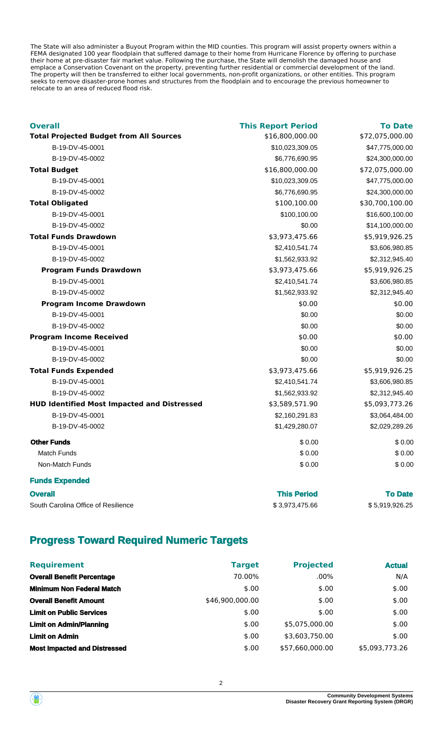The State will also administer a Buyout Program within the MID counties. This program will assist property owners within a FEMA designated 100 year floodplain that suffered damage to their home from Hurricane Florence by offering to purchase their home at pre-disaster fair market value. Following the purchase, the State will demolish the damaged house and emplace a Conservation Covenant on the property, preventing further residential or commercial development of the land. The property will then be transferred to either local governments, non-profit organizations, or other entities. This program seeks to remove disaster-prone homes and structures from the floodplain and to encourage the previous homeowner to relocate to an area of reduced flood risk.

| Overall | This Report Period | To Date |
|---|---|---|
| **Total Projected Budget from All Sources** | $16,800,000.00 | $72,075,000.00 |
| B-19-DV-45-0001 | $10,023,309.05 | $47,775,000.00 |
| B-19-DV-45-0002 | $6,776,690.95 | $24,300,000.00 |
| **Total Budget** | $16,800,000.00 | $72,075,000.00 |
| B-19-DV-45-0001 | $10,023,309.05 | $47,775,000.00 |
| B-19-DV-45-0002 | $6,776,690.95 | $24,300,000.00 |
| **Total Obligated** | $100,100.00 | $30,700,100.00 |
| B-19-DV-45-0001 | $100,100.00 | $16,600,100.00 |
| B-19-DV-45-0002 | $0.00 | $14,100,000.00 |
| **Total Funds Drawdown** | $3,973,475.66 | $5,919,926.25 |
| B-19-DV-45-0001 | $2,410,541.74 | $3,606,980.85 |
| B-19-DV-45-0002 | $1,562,933.92 | $2,312,945.40 |
| **Program Funds Drawdown** | $3,973,475.66 | $5,919,926.25 |
| B-19-DV-45-0001 | $2,410,541.74 | $3,606,980.85 |
| B-19-DV-45-0002 | $1,562,933.92 | $2,312,945.40 |
| **Program Income Drawdown** | $0.00 | $0.00 |
| B-19-DV-45-0001 | $0.00 | $0.00 |
| B-19-DV-45-0002 | $0.00 | $0.00 |
| **Program Income Received** | $0.00 | $0.00 |
| B-19-DV-45-0001 | $0.00 | $0.00 |
| B-19-DV-45-0002 | $0.00 | $0.00 |
| **Total Funds Expended** | $3,973,475.66 | $5,919,926.25 |
| B-19-DV-45-0001 | $2,410,541.74 | $3,606,980.85 |
| B-19-DV-45-0002 | $1,562,933.92 | $2,312,945.40 |
| **HUD Identified Most Impacted and Distressed** | $3,589,571.90 | $5,093,773.26 |
| B-19-DV-45-0001 | $2,160,291.83 | $3,064,484.00 |
| B-19-DV-45-0002 | $1,429,280.07 | $2,029,289.26 |
| **Other Funds** | $ 0.00 | $ 0.00 |
| Match Funds | $ 0.00 | $ 0.00 |
| Non-Match Funds | $ 0.00 | $ 0.00 |

**Funds Expended**

| Overall | This Period | To Date |
|---|---|---|
| South Carolina Office of Resilience | $ 3,973,475.66 | $ 5,919,926.25 |

## Progress Toward Required Numeric Targets

| Requirement | Target | Projected | Actual |
|---|---|---|---|
| **Overall Benefit Percentage** | 70.00% | .00% | N/A |
| **Minimum Non Federal Match** | $.00 | $.00 | $.00 |
| **Overall Benefit Amount** | $46,900,000.00 | $.00 | $.00 |
| **Limit on Public Services** | $.00 | $.00 | $.00 |
| **Limit on Admin/Planning** | $.00 | $5,075,000.00 | $.00 |
| **Limit on Admin** | $.00 | $3,603,750.00 | $.00 |
| **Most Impacted and Distressed** | $.00 | $57,660,000.00 | $5,093,773.26 |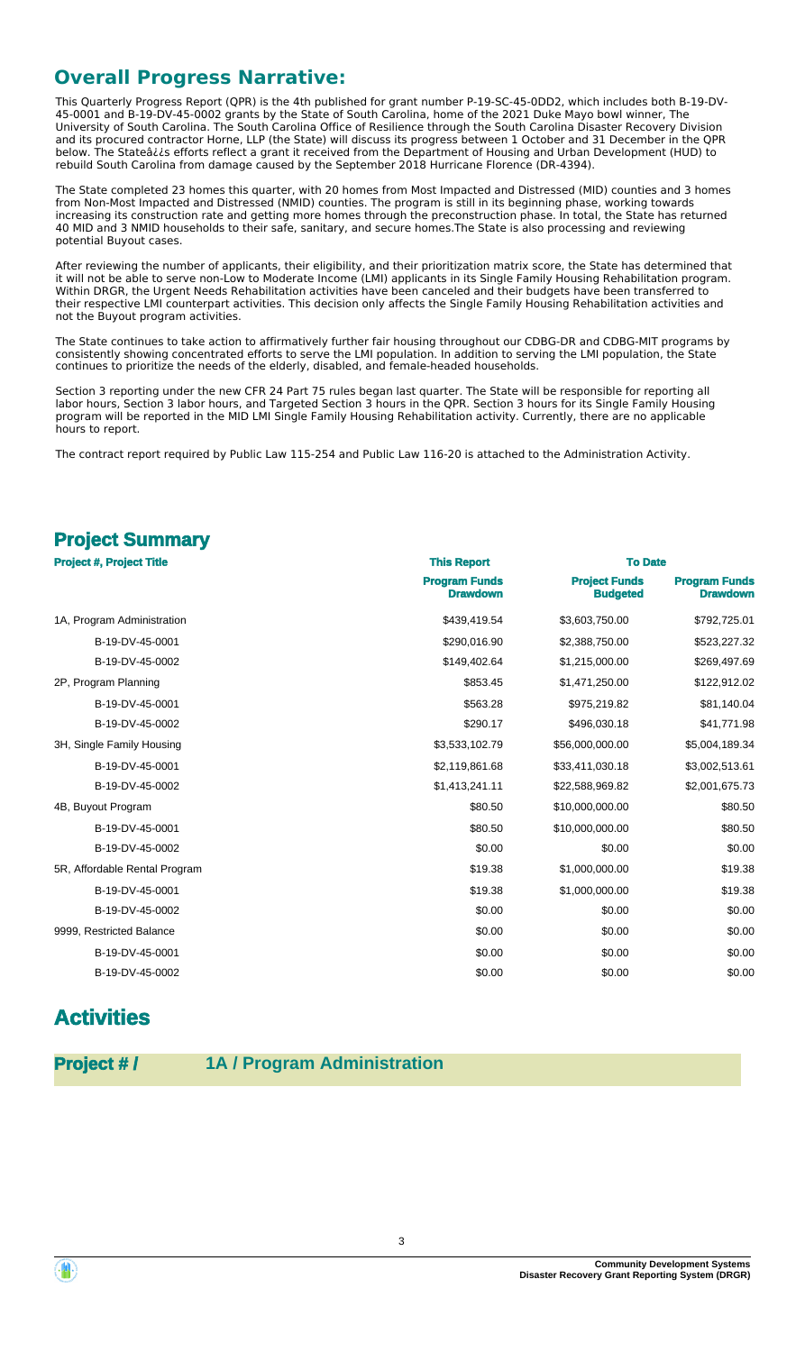## Overall Progress Narrative:

This Quarterly Progress Report (QPR) is the 4th published for grant number P-19-SC-45-0DD2, which includes both B-19-DV-45-0001 and B-19-DV-45-0002 grants by the State of South Carolina, home of the 2021 Duke Mayo bowl winner, The University of South Carolina. The South Carolina Office of Resilience through the South Carolina Disaster Recovery Division and its procured contractor Horne, LLP (the State) will discuss its progress between 1 October and 31 December in the QPR below. The Stateâ¿¿s efforts reflect a grant it received from the Department of Housing and Urban Development (HUD) to rebuild South Carolina from damage caused by the September 2018 Hurricane Florence (DR-4394).

The State completed 23 homes this quarter, with 20 homes from Most Impacted and Distressed (MID) counties and 3 homes from Non-Most Impacted and Distressed (NMID) counties. The program is still in its beginning phase, working towards increasing its construction rate and getting more homes through the preconstruction phase. In total, the State has returned 40 MID and 3 NMID households to their safe, sanitary, and secure homes.The State is also processing and reviewing potential Buyout cases.

After reviewing the number of applicants, their eligibility, and their prioritization matrix score, the State has determined that it will not be able to serve non-Low to Moderate Income (LMI) applicants in its Single Family Housing Rehabilitation program. Within DRGR, the Urgent Needs Rehabilitation activities have been canceled and their budgets have been transferred to their respective LMI counterpart activities. This decision only affects the Single Family Housing Rehabilitation activities and not the Buyout program activities.

The State continues to take action to affirmatively further fair housing throughout our CDBG-DR and CDBG-MIT programs by consistently showing concentrated efforts to serve the LMI population. In addition to serving the LMI population, the State continues to prioritize the needs of the elderly, disabled, and female-headed households.

Section 3 reporting under the new CFR 24 Part 75 rules began last quarter. The State will be responsible for reporting all labor hours, Section 3 labor hours, and Targeted Section 3 hours in the QPR. Section 3 hours for its Single Family Housing program will be reported in the MID LMI Single Family Housing Rehabilitation activity. Currently, there are no applicable hours to report.

The contract report required by Public Law 115-254 and Public Law 116-20 is attached to the Administration Activity.

## Project Summary

| Project #, Project Title | This Report | To Date | |
|---|---|---|---|
| | Program Funds Drawdown | Project Funds Budgeted | Program Funds Drawdown |
| 1A, Program Administration | $439,419.54 | $3,603,750.00 | $792,725.01 |
| B-19-DV-45-0001 | $290,016.90 | $2,388,750.00 | $523,227.32 |
| B-19-DV-45-0002 | $149,402.64 | $1,215,000.00 | $269,497.69 |
| 2P, Program Planning | $853.45 | $1,471,250.00 | $122,912.02 |
| B-19-DV-45-0001 | $563.28 | $975,219.82 | $81,140.04 |
| B-19-DV-45-0002 | $290.17 | $496,030.18 | $41,771.98 |
| 3H, Single Family Housing | $3,533,102.79 | $56,000,000.00 | $5,004,189.34 |
| B-19-DV-45-0001 | $2,119,861.68 | $33,411,030.18 | $3,002,513.61 |
| B-19-DV-45-0002 | $1,413,241.11 | $22,588,969.82 | $2,001,675.73 |
| 4B, Buyout Program | $80.50 | $10,000,000.00 | $80.50 |
| B-19-DV-45-0001 | $80.50 | $10,000,000.00 | $80.50 |
| B-19-DV-45-0002 | $0.00 | $0.00 | $0.00 |
| 5R, Affordable Rental Program | $19.38 | $1,000,000.00 | $19.38 |
| B-19-DV-45-0001 | $19.38 | $1,000,000.00 | $19.38 |
| B-19-DV-45-0002 | $0.00 | $0.00 | $0.00 |
| 9999, Restricted Balance | $0.00 | $0.00 | $0.00 |
| B-19-DV-45-0001 | $0.00 | $0.00 | $0.00 |
| B-19-DV-45-0002 | $0.00 | $0.00 | $0.00 |

# Activities

## Project # / 1A / Program Administration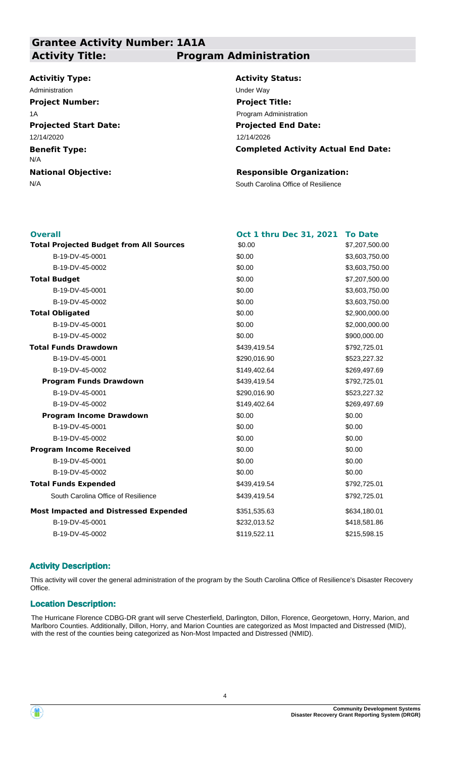## Grantee Activity Number: 1A1A
## Activity Title: Program Administration

**Activitiy Type:**
Administration

**Activity Status:**
Under Way

**Project Number:**
1A

**Project Title:**
Program Administration

**Projected Start Date:**
12/14/2020

**Projected End Date:**
12/14/2026

**Benefit Type:**
N/A

**Completed Activity Actual End Date:**

**National Objective:**
N/A

**Responsible Organization:**
South Carolina Office of Resilience

| Overall | Oct 1 thru Dec 31, 2021 | To Date |
|---|---|---|
| **Total Projected Budget from All Sources** | $0.00 | $7,207,500.00 |
| B-19-DV-45-0001 | $0.00 | $3,603,750.00 |
| B-19-DV-45-0002 | $0.00 | $3,603,750.00 |
| **Total Budget** | $0.00 | $7,207,500.00 |
| B-19-DV-45-0001 | $0.00 | $3,603,750.00 |
| B-19-DV-45-0002 | $0.00 | $3,603,750.00 |
| **Total Obligated** | $0.00 | $2,900,000.00 |
| B-19-DV-45-0001 | $0.00 | $2,000,000.00 |
| B-19-DV-45-0002 | $0.00 | $900,000.00 |
| **Total Funds Drawdown** | $439,419.54 | $792,725.01 |
| B-19-DV-45-0001 | $290,016.90 | $523,227.32 |
| B-19-DV-45-0002 | $149,402.64 | $269,497.69 |
| **Program Funds Drawdown** | $439,419.54 | $792,725.01 |
| B-19-DV-45-0001 | $290,016.90 | $523,227.32 |
| B-19-DV-45-0002 | $149,402.64 | $269,497.69 |
| **Program Income Drawdown** | $0.00 | $0.00 |
| B-19-DV-45-0001 | $0.00 | $0.00 |
| B-19-DV-45-0002 | $0.00 | $0.00 |
| **Program Income Received** | $0.00 | $0.00 |
| B-19-DV-45-0001 | $0.00 | $0.00 |
| B-19-DV-45-0002 | $0.00 | $0.00 |
| **Total Funds Expended** | $439,419.54 | $792,725.01 |
| South Carolina Office of Resilience | $439,419.54 | $792,725.01 |
| **Most Impacted and Distressed Expended** | $351,535.63 | $634,180.01 |
| B-19-DV-45-0001 | $232,013.52 | $418,581.86 |
| B-19-DV-45-0002 | $119,522.11 | $215,598.15 |

### Activity Description:

This activity will cover the general administration of the program by the South Carolina Office of Resilience's Disaster Recovery Office.

### Location Description:

The Hurricane Florence CDBG-DR grant will serve Chesterfield, Darlington, Dillon, Florence, Georgetown, Horry, Marion, and Marlboro Counties. Additionally, Dillon, Horry, and Marion Counties are categorized as Most Impacted and Distressed (MID), with the rest of the counties being categorized as Non-Most Impacted and Distressed (NMID).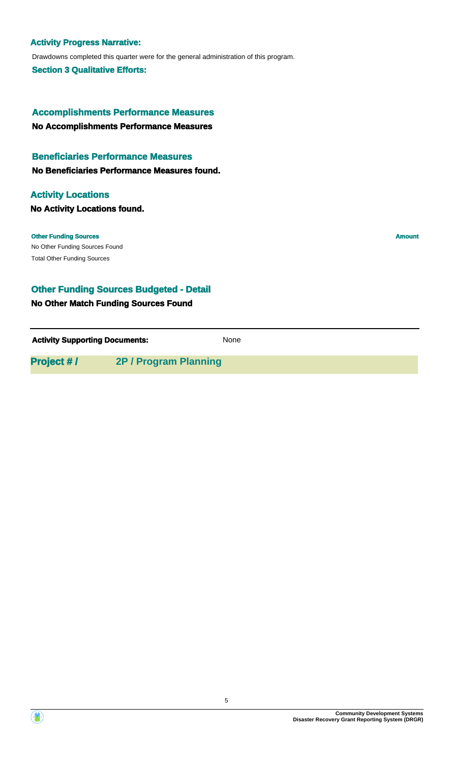**Activity Progress Narrative:**

Drawdowns completed this quarter were for the general administration of this program.

**Section 3 Qualitative Efforts:**

## Accomplishments Performance Measures

**No Accomplishments Performance Measures**

## Beneficiaries Performance Measures

**No Beneficiaries Performance Measures found.**

## Activity Locations

**No Activity Locations found.**

| Other Funding Sources | Amount |
| --- | --- |
| No Other Funding Sources Found | |
| Total Other Funding Sources | |

## Other Funding Sources Budgeted - Detail

**No Other Match Funding Sources Found**

**Activity Supporting Documents:** None

## Project # / 2P / Program Planning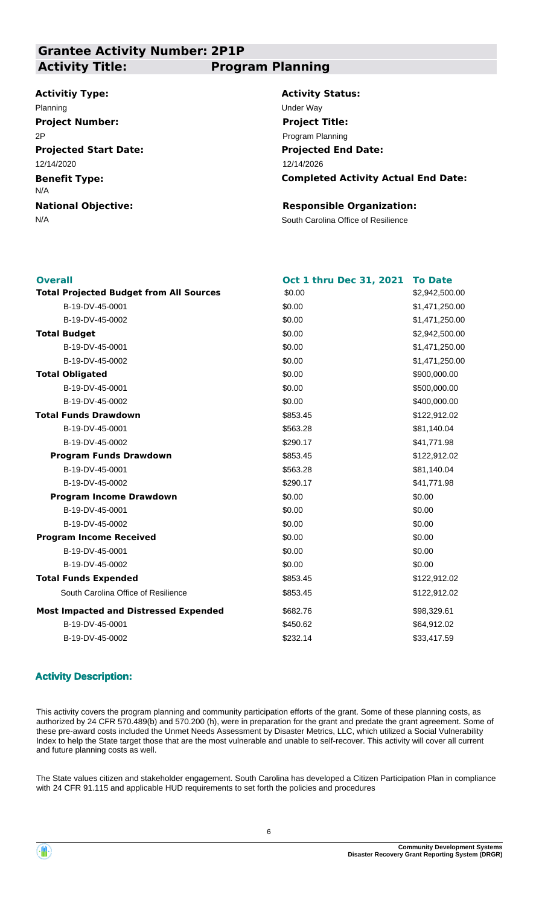## Grantee Activity Number: 2P1P

**Activity Title:** Program Planning

**Activitiy Type:** Planning

**Activity Status:** Under Way

**Project Number:** 2P

**Project Title:** Program Planning

**Projected Start Date:** 12/14/2020

**Projected End Date:** 12/14/2026

**Benefit Type:** N/A

**Completed Activity Actual End Date:**

**National Objective:** N/A

**Responsible Organization:** South Carolina Office of Resilience

| Overall | Oct 1 thru Dec 31, 2021 | To Date |
|---|---|---|
| **Total Projected Budget from All Sources** | $0.00 | $2,942,500.00 |
| B-19-DV-45-0001 | $0.00 | $1,471,250.00 |
| B-19-DV-45-0002 | $0.00 | $1,471,250.00 |
| **Total Budget** | $0.00 | $2,942,500.00 |
| B-19-DV-45-0001 | $0.00 | $1,471,250.00 |
| B-19-DV-45-0002 | $0.00 | $1,471,250.00 |
| **Total Obligated** | $0.00 | $900,000.00 |
| B-19-DV-45-0001 | $0.00 | $500,000.00 |
| B-19-DV-45-0002 | $0.00 | $400,000.00 |
| **Total Funds Drawdown** | $853.45 | $122,912.02 |
| B-19-DV-45-0001 | $563.28 | $81,140.04 |
| B-19-DV-45-0002 | $290.17 | $41,771.98 |
| **Program Funds Drawdown** | $853.45 | $122,912.02 |
| B-19-DV-45-0001 | $563.28 | $81,140.04 |
| B-19-DV-45-0002 | $290.17 | $41,771.98 |
| **Program Income Drawdown** | $0.00 | $0.00 |
| B-19-DV-45-0001 | $0.00 | $0.00 |
| B-19-DV-45-0002 | $0.00 | $0.00 |
| **Program Income Received** | $0.00 | $0.00 |
| B-19-DV-45-0001 | $0.00 | $0.00 |
| B-19-DV-45-0002 | $0.00 | $0.00 |
| **Total Funds Expended** | $853.45 | $122,912.02 |
| South Carolina Office of Resilience | $853.45 | $122,912.02 |
| **Most Impacted and Distressed Expended** | $682.76 | $98,329.61 |
| B-19-DV-45-0001 | $450.62 | $64,912.02 |
| B-19-DV-45-0002 | $232.14 | $33,417.59 |

### Activity Description:

This activity covers the program planning and community participation efforts of the grant. Some of these planning costs, as authorized by 24 CFR 570.489(b) and 570.200 (h), were in preparation for the grant and predate the grant agreement. Some of these pre-award costs included the Unmet Needs Assessment by Disaster Metrics, LLC, which utilized a Social Vulnerability Index to help the State target those that are the most vulnerable and unable to self-recover. This activity will cover all current and future planning costs as well.

The State values citizen and stakeholder engagement. South Carolina has developed a Citizen Participation Plan in compliance with 24 CFR 91.115 and applicable HUD requirements to set forth the policies and procedures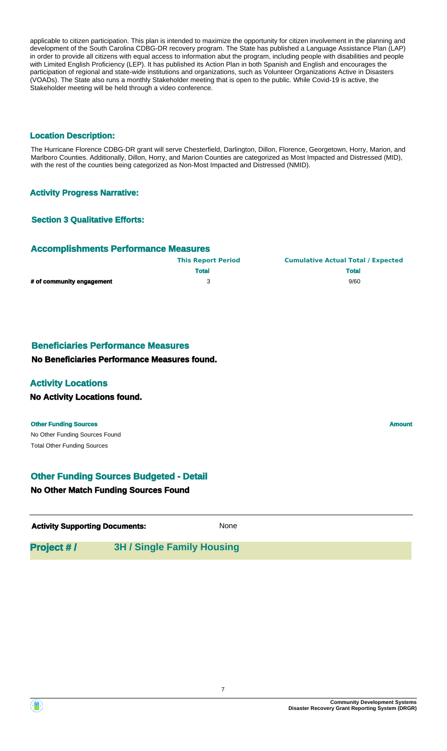applicable to citizen participation. This plan is intended to maximize the opportunity for citizen involvement in the planning and development of the South Carolina CDBG-DR recovery program. The State has published a Language Assistance Plan (LAP) in order to provide all citizens with equal access to information abut the program, including people with disabilities and people with Limited English Proficiency (LEP). It has published its Action Plan in both Spanish and English and encourages the participation of regional and state-wide institutions and organizations, such as Volunteer Organizations Active in Disasters (VOADs). The State also runs a monthly Stakeholder meeting that is open to the public. While Covid-19 is active, the Stakeholder meeting will be held through a video conference.

### Location Description:

The Hurricane Florence CDBG-DR grant will serve Chesterfield, Darlington, Dillon, Florence, Georgetown, Horry, Marion, and Marlboro Counties. Additionally, Dillon, Horry, and Marion Counties are categorized as Most Impacted and Distressed (MID), with the rest of the counties being categorized as Non-Most Impacted and Distressed (NMID).

### Activity Progress Narrative:

### Section 3 Qualitative Efforts:

### Accomplishments Performance Measures

| | This Report Period | Cumulative Actual Total / Expected |
|---|---|---|
| | Total | Total |
| # of community engagement | 3 | 9/60 |

### Beneficiaries Performance Measures

**No Beneficiaries Performance Measures found.**

### Activity Locations

**No Activity Locations found.**

| Other Funding Sources | Amount |
|---|---|
| No Other Funding Sources Found | |
| Total Other Funding Sources | |

### Other Funding Sources Budgeted - Detail

**No Other Match Funding Sources Found**

**Activity Supporting Documents:** None

## Project # / 3H / Single Family Housing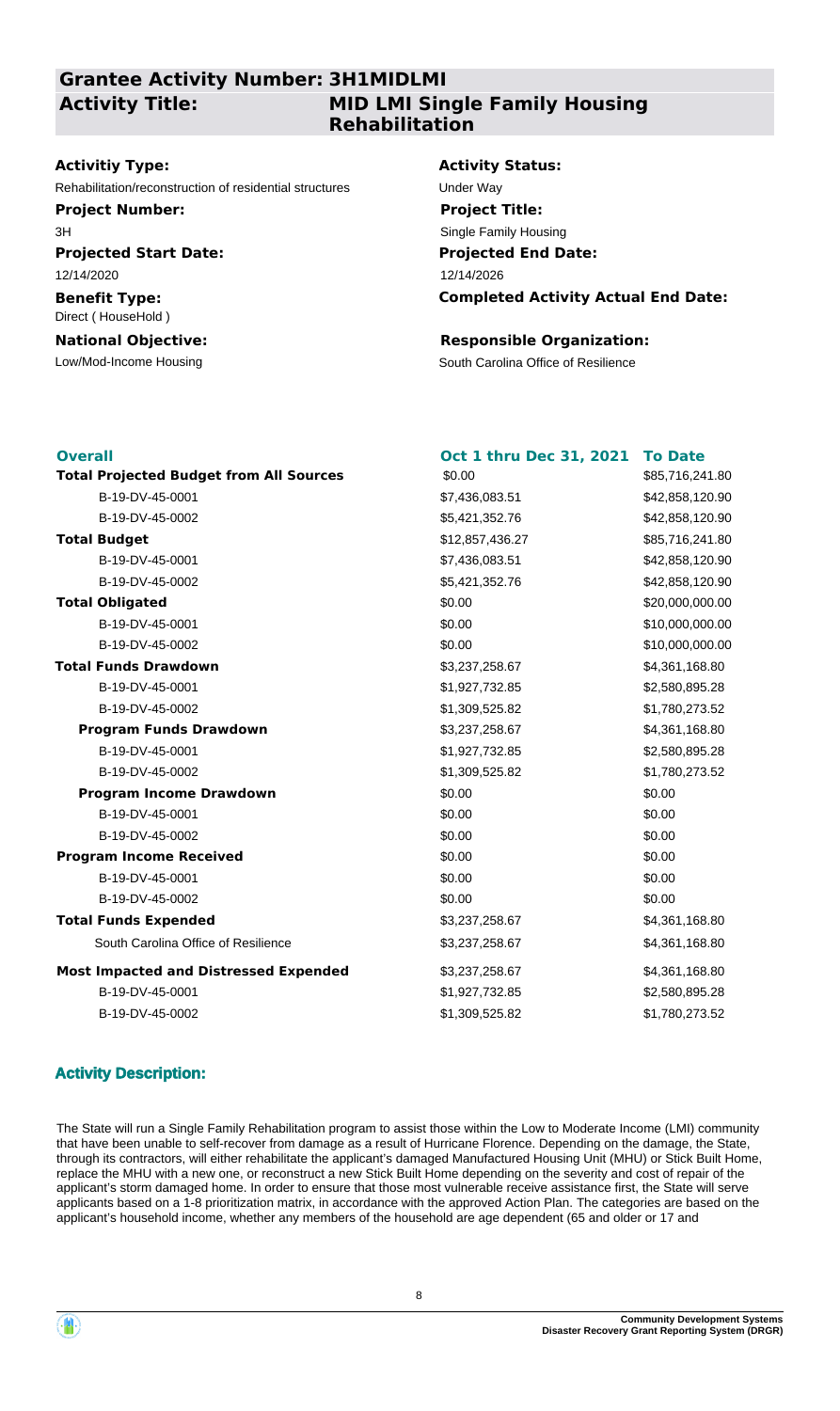## Grantee Activity Number: 3H1MIDLMI

## Activity Title: MID LMI Single Family Housing Rehabilitation

**Activitiy Type:**
Rehabilitation/reconstruction of residential structures

**Activity Status:**
Under Way

**Project Number:**
3H

**Project Title:**
Single Family Housing

**Projected Start Date:**
12/14/2020

**Projected End Date:**
12/14/2026

**Benefit Type:**
Direct ( HouseHold )

**Completed Activity Actual End Date:**

**National Objective:**
Low/Mod-Income Housing

**Responsible Organization:**
South Carolina Office of Resilience

| **Overall** | **Oct 1 thru Dec 31, 2021** | **To Date** |
|---|---|---|
| **Total Projected Budget from All Sources** | $0.00 | $85,716,241.80 |
| B-19-DV-45-0001 | $7,436,083.51 | $42,858,120.90 |
| B-19-DV-45-0002 | $5,421,352.76 | $42,858,120.90 |
| **Total Budget** | $12,857,436.27 | $85,716,241.80 |
| B-19-DV-45-0001 | $7,436,083.51 | $42,858,120.90 |
| B-19-DV-45-0002 | $5,421,352.76 | $42,858,120.90 |
| **Total Obligated** | $0.00 | $20,000,000.00 |
| B-19-DV-45-0001 | $0.00 | $10,000,000.00 |
| B-19-DV-45-0002 | $0.00 | $10,000,000.00 |
| **Total Funds Drawdown** | $3,237,258.67 | $4,361,168.80 |
| B-19-DV-45-0001 | $1,927,732.85 | $2,580,895.28 |
| B-19-DV-45-0002 | $1,309,525.82 | $1,780,273.52 |
| **Program Funds Drawdown** | $3,237,258.67 | $4,361,168.80 |
| B-19-DV-45-0001 | $1,927,732.85 | $2,580,895.28 |
| B-19-DV-45-0002 | $1,309,525.82 | $1,780,273.52 |
| **Program Income Drawdown** | $0.00 | $0.00 |
| B-19-DV-45-0001 | $0.00 | $0.00 |
| B-19-DV-45-0002 | $0.00 | $0.00 |
| **Program Income Received** | $0.00 | $0.00 |
| B-19-DV-45-0001 | $0.00 | $0.00 |
| B-19-DV-45-0002 | $0.00 | $0.00 |
| **Total Funds Expended** | $3,237,258.67 | $4,361,168.80 |
| South Carolina Office of Resilience | $3,237,258.67 | $4,361,168.80 |
| **Most Impacted and Distressed Expended** | $3,237,258.67 | $4,361,168.80 |
| B-19-DV-45-0001 | $1,927,732.85 | $2,580,895.28 |
| B-19-DV-45-0002 | $1,309,525.82 | $1,780,273.52 |

### Activity Description:

The State will run a Single Family Rehabilitation program to assist those within the Low to Moderate Income (LMI) community that have been unable to self-recover from damage as a result of Hurricane Florence. Depending on the damage, the State, through its contractors, will either rehabilitate the applicant's damaged Manufactured Housing Unit (MHU) or Stick Built Home, replace the MHU with a new one, or reconstruct a new Stick Built Home depending on the severity and cost of repair of the applicant's storm damaged home. In order to ensure that those most vulnerable receive assistance first, the State will serve applicants based on a 1-8 prioritization matrix, in accordance with the approved Action Plan. The categories are based on the applicant's household income, whether any members of the household are age dependent (65 and older or 17 and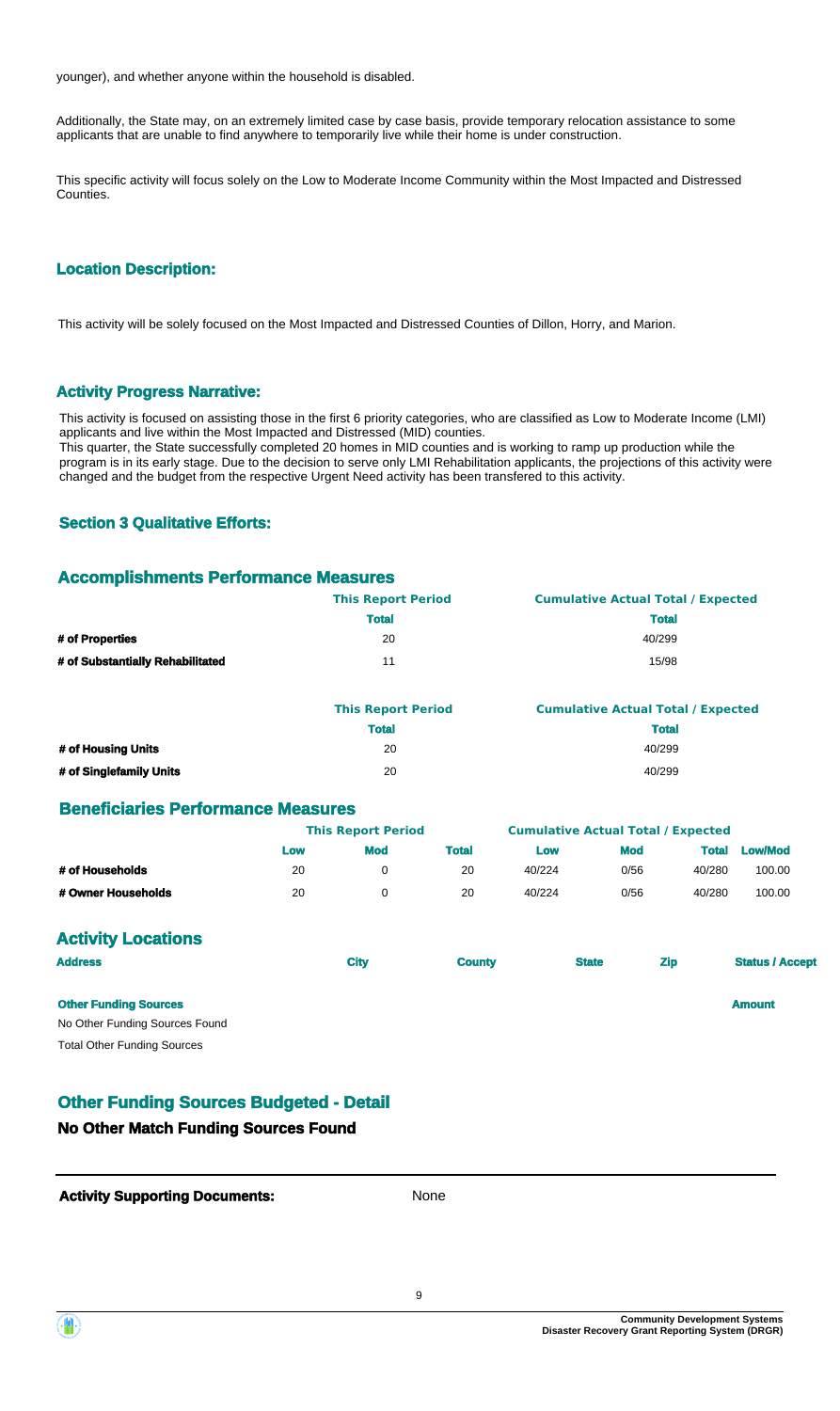younger), and whether anyone within the household is disabled.

Additionally, the State may, on an extremely limited case by case basis, provide temporary relocation assistance to some applicants that are unable to find anywhere to temporarily live while their home is under construction.

This specific activity will focus solely on the Low to Moderate Income Community within the Most Impacted and Distressed Counties.

### Location Description:

This activity will be solely focused on the Most Impacted and Distressed Counties of Dillon, Horry, and Marion.

### Activity Progress Narrative:

This activity is focused on assisting those in the first 6 priority categories, who are classified as Low to Moderate Income (LMI) applicants and live within the Most Impacted and Distressed (MID) counties.
This quarter, the State successfully completed 20 homes in MID counties and is working to ramp up production while the program is in its early stage. Due to the decision to serve only LMI Rehabilitation applicants, the projections of this activity were changed and the budget from the respective Urgent Need activity has been transfered to this activity.

### Section 3 Qualitative Efforts:

## Accomplishments Performance Measures

| | This Report Period | Cumulative Actual Total / Expected |
|---|---|---|
| | Total | Total |
| **# of Properties** | 20 | 40/299 |
| **# of Substantially Rehabilitated** | 11 | 15/98 |

| | This Report Period | Cumulative Actual Total / Expected |
|---|---|---|
| | Total | Total |
| **# of Housing Units** | 20 | 40/299 |
| **# of Singlefamily Units** | 20 | 40/299 |

## Beneficiaries Performance Measures

| | This Report Period | | | Cumulative Actual Total / Expected | | | |
|---|---|---|---|---|---|---|---|
| | Low | Mod | Total | Low | Mod | Total | Low/Mod |
| **# of Households** | 20 | 0 | 20 | 40/224 | 0/56 | 40/280 | 100.00 |
| **# Owner Households** | 20 | 0 | 20 | 40/224 | 0/56 | 40/280 | 100.00 |

## Activity Locations

| Address | City | County | State | Zip | Status / Accept |
|---|---|---|---|---|---|

| Other Funding Sources | Amount |
|---|---|
| No Other Funding Sources Found | |
| Total Other Funding Sources | |

## Other Funding Sources Budgeted - Detail

### No Other Match Funding Sources Found

**Activity Supporting Documents:** None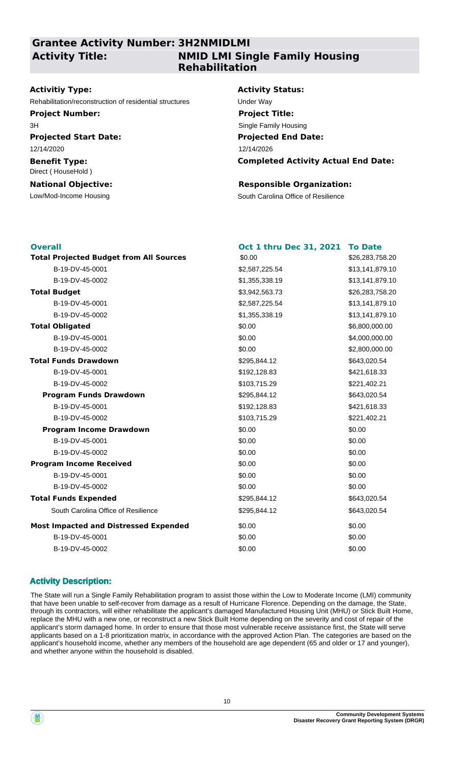## Grantee Activity Number: 3H2NMIDLMI

## Activity Title: NMID LMI Single Family Housing Rehabilitation

**Activitiy Type:**
Rehabilitation/reconstruction of residential structures

**Activity Status:**
Under Way

**Project Number:**
3H

**Project Title:**
Single Family Housing

**Projected Start Date:**
12/14/2020

**Projected End Date:**
12/14/2026

**Benefit Type:**
Direct ( HouseHold )

**Completed Activity Actual End Date:**

**National Objective:**
Low/Mod-Income Housing

**Responsible Organization:**
South Carolina Office of Resilience

| Overall | Oct 1 thru Dec 31, 2021 | To Date |
|---|---|---|
| **Total Projected Budget from All Sources** | $0.00 | $26,283,758.20 |
| B-19-DV-45-0001 | $2,587,225.54 | $13,141,879.10 |
| B-19-DV-45-0002 | $1,355,338.19 | $13,141,879.10 |
| **Total Budget** | $3,942,563.73 | $26,283,758.20 |
| B-19-DV-45-0001 | $2,587,225.54 | $13,141,879.10 |
| B-19-DV-45-0002 | $1,355,338.19 | $13,141,879.10 |
| **Total Obligated** | $0.00 | $6,800,000.00 |
| B-19-DV-45-0001 | $0.00 | $4,000,000.00 |
| B-19-DV-45-0002 | $0.00 | $2,800,000.00 |
| **Total Funds Drawdown** | $295,844.12 | $643,020.54 |
| B-19-DV-45-0001 | $192,128.83 | $421,618.33 |
| B-19-DV-45-0002 | $103,715.29 | $221,402.21 |
| **Program Funds Drawdown** | $295,844.12 | $643,020.54 |
| B-19-DV-45-0001 | $192,128.83 | $421,618.33 |
| B-19-DV-45-0002 | $103,715.29 | $221,402.21 |
| **Program Income Drawdown** | $0.00 | $0.00 |
| B-19-DV-45-0001 | $0.00 | $0.00 |
| B-19-DV-45-0002 | $0.00 | $0.00 |
| **Program Income Received** | $0.00 | $0.00 |
| B-19-DV-45-0001 | $0.00 | $0.00 |
| B-19-DV-45-0002 | $0.00 | $0.00 |
| **Total Funds Expended** | $295,844.12 | $643,020.54 |
| South Carolina Office of Resilience | $295,844.12 | $643,020.54 |
| **Most Impacted and Distressed Expended** | $0.00 | $0.00 |
| B-19-DV-45-0001 | $0.00 | $0.00 |
| B-19-DV-45-0002 | $0.00 | $0.00 |

### Activity Description:

The State will run a Single Family Rehabilitation program to assist those within the Low to Moderate Income (LMI) community that have been unable to self-recover from damage as a result of Hurricane Florence. Depending on the damage, the State, through its contractors, will either rehabilitate the applicant's damaged Manufactured Housing Unit (MHU) or Stick Built Home, replace the MHU with a new one, or reconstruct a new Stick Built Home depending on the severity and cost of repair of the applicant's storm damaged home. In order to ensure that those most vulnerable receive assistance first, the State will serve applicants based on a 1-8 prioritization matrix, in accordance with the approved Action Plan. The categories are based on the applicant's household income, whether any members of the household are age dependent (65 and older or 17 and younger), and whether anyone within the household is disabled.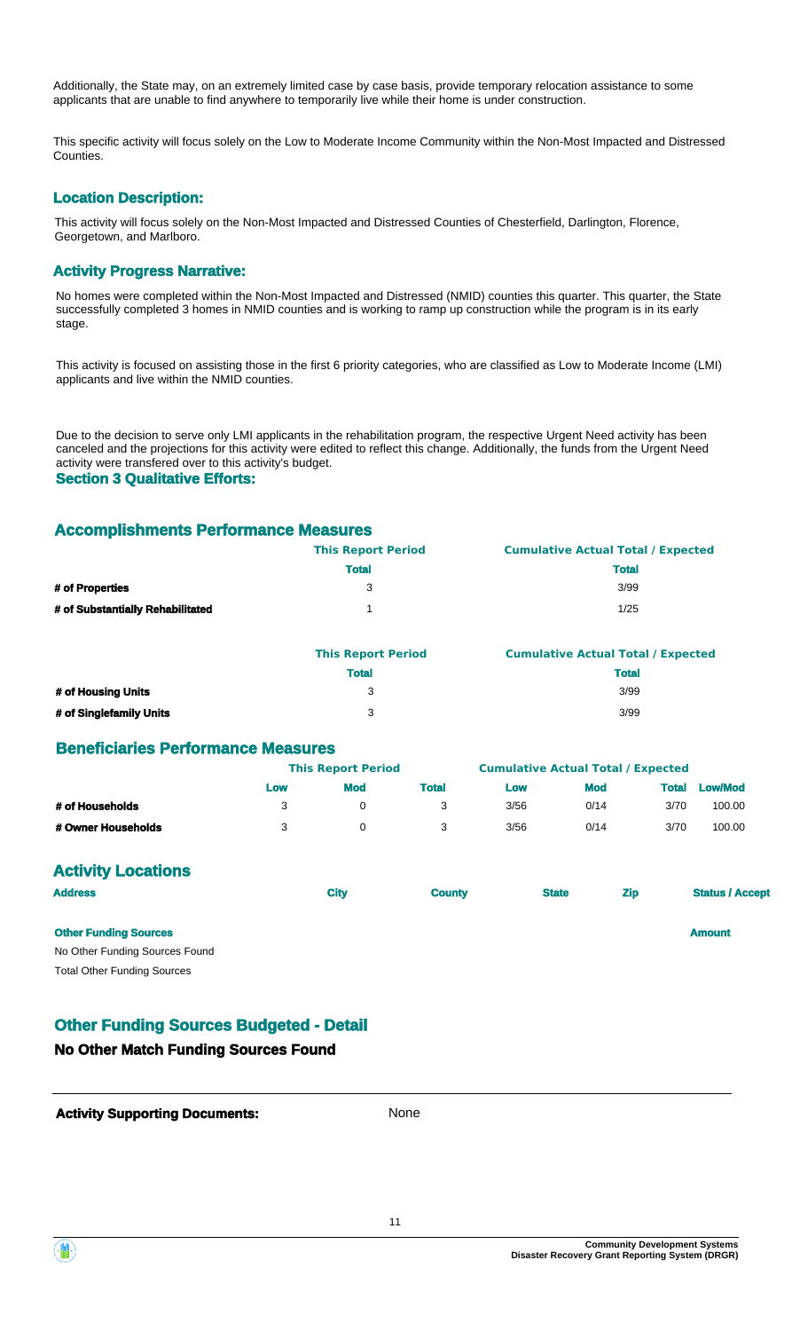Additionally, the State may, on an extremely limited case by case basis, provide temporary relocation assistance to some applicants that are unable to find anywhere to temporarily live while their home is under construction.

This specific activity will focus solely on the Low to Moderate Income Community within the Non-Most Impacted and Distressed Counties.

### Location Description:

This activity will focus solely on the Non-Most Impacted and Distressed Counties of Chesterfield, Darlington, Florence, Georgetown, and Marlboro.

### Activity Progress Narrative:

No homes were completed within the Non-Most Impacted and Distressed (NMID) counties this quarter. This quarter, the State successfully completed 3 homes in NMID counties and is working to ramp up construction while the program is in its early stage.

This activity is focused on assisting those in the first 6 priority categories, who are classified as Low to Moderate Income (LMI) applicants and live within the NMID counties.

Due to the decision to serve only LMI applicants in the rehabilitation program, the respective Urgent Need activity has been canceled and the projections for this activity were edited to reflect this change. Additionally, the funds from the Urgent Need activity were transfered over to this activity's budget.

### Section 3 Qualitative Efforts:

## Accomplishments Performance Measures

| | This Report Period | Cumulative Actual Total / Expected |
|---|---|---|
| | **Total** | **Total** |
| **# of Properties** | 3 | 3/99 |
| **# of Substantially Rehabilitated** | 1 | 1/25 |

| | This Report Period | Cumulative Actual Total / Expected |
|---|---|---|
| | **Total** | **Total** |
| **# of Housing Units** | 3 | 3/99 |
| **# of Singlefamily Units** | 3 | 3/99 |

## Beneficiaries Performance Measures

| | This Report Period | | | Cumulative Actual Total / Expected | | | |
|---|---|---|---|---|---|---|---|
| | **Low** | **Mod** | **Total** | **Low** | **Mod** | **Total** | **Low/Mod** |
| **# of Households** | 3 | 0 | 3 | 3/56 | 0/14 | 3/70 | 100.00 |
| **# Owner Households** | 3 | 0 | 3 | 3/56 | 0/14 | 3/70 | 100.00 |

## Activity Locations

| Address | City | County | State | Zip | Status / Accept |
|---|---|---|---|---|---|

| Other Funding Sources | Amount |
|---|---|
| No Other Funding Sources Found | |
| Total Other Funding Sources | |

## Other Funding Sources Budgeted - Detail

### No Other Match Funding Sources Found

**Activity Supporting Documents:** None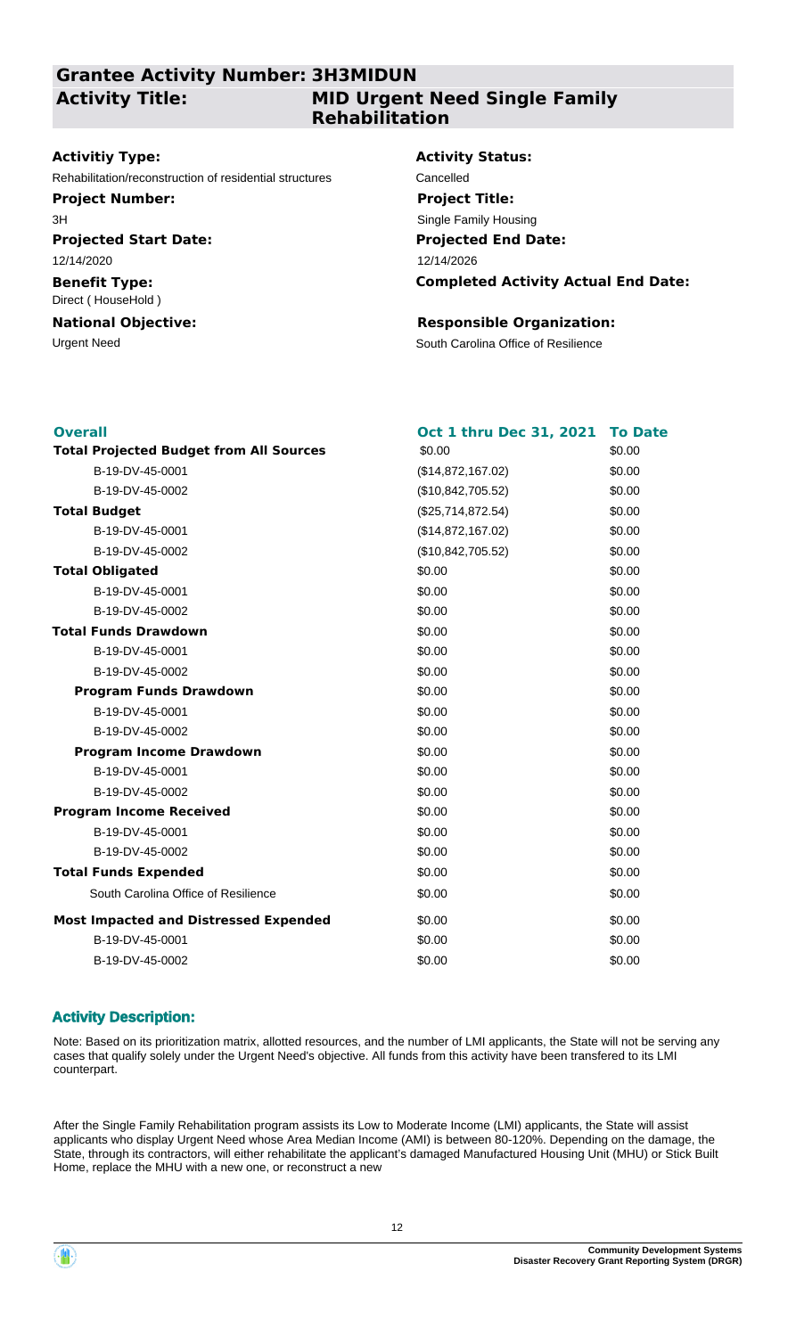## Grantee Activity Number: 3H3MIDUN

## Activity Title: MID Urgent Need Single Family Rehabilitation

**Activitiy Type:**
Rehabilitation/reconstruction of residential structures

**Activity Status:**
Cancelled

**Project Number:**
3H

**Project Title:**
Single Family Housing

**Projected Start Date:**
12/14/2020

**Projected End Date:**
12/14/2026

**Benefit Type:**
Direct ( HouseHold )

**Completed Activity Actual End Date:**

**National Objective:**
Urgent Need

**Responsible Organization:**
South Carolina Office of Resilience

| Overall | Oct 1 thru Dec 31, 2021 | To Date |
|---|---|---|
| **Total Projected Budget from All Sources** | $0.00 | $0.00 |
| B-19-DV-45-0001 | ($14,872,167.02) | $0.00 |
| B-19-DV-45-0002 | ($10,842,705.52) | $0.00 |
| **Total Budget** | ($25,714,872.54) | $0.00 |
| B-19-DV-45-0001 | ($14,872,167.02) | $0.00 |
| B-19-DV-45-0002 | ($10,842,705.52) | $0.00 |
| **Total Obligated** | $0.00 | $0.00 |
| B-19-DV-45-0001 | $0.00 | $0.00 |
| B-19-DV-45-0002 | $0.00 | $0.00 |
| **Total Funds Drawdown** | $0.00 | $0.00 |
| B-19-DV-45-0001 | $0.00 | $0.00 |
| B-19-DV-45-0002 | $0.00 | $0.00 |
| **Program Funds Drawdown** | $0.00 | $0.00 |
| B-19-DV-45-0001 | $0.00 | $0.00 |
| B-19-DV-45-0002 | $0.00 | $0.00 |
| **Program Income Drawdown** | $0.00 | $0.00 |
| B-19-DV-45-0001 | $0.00 | $0.00 |
| B-19-DV-45-0002 | $0.00 | $0.00 |
| **Program Income Received** | $0.00 | $0.00 |
| B-19-DV-45-0001 | $0.00 | $0.00 |
| B-19-DV-45-0002 | $0.00 | $0.00 |
| **Total Funds Expended** | $0.00 | $0.00 |
| South Carolina Office of Resilience | $0.00 | $0.00 |
| **Most Impacted and Distressed Expended** | $0.00 | $0.00 |
| B-19-DV-45-0001 | $0.00 | $0.00 |
| B-19-DV-45-0002 | $0.00 | $0.00 |

### Activity Description:

Note: Based on its prioritization matrix, allotted resources, and the number of LMI applicants, the State will not be serving any cases that qualify solely under the Urgent Need's objective. All funds from this activity have been transfered to its LMI counterpart.

After the Single Family Rehabilitation program assists its Low to Moderate Income (LMI) applicants, the State will assist applicants who display Urgent Need whose Area Median Income (AMI) is between 80-120%. Depending on the damage, the State, through its contractors, will either rehabilitate the applicant's damaged Manufactured Housing Unit (MHU) or Stick Built Home, replace the MHU with a new one, or reconstruct a new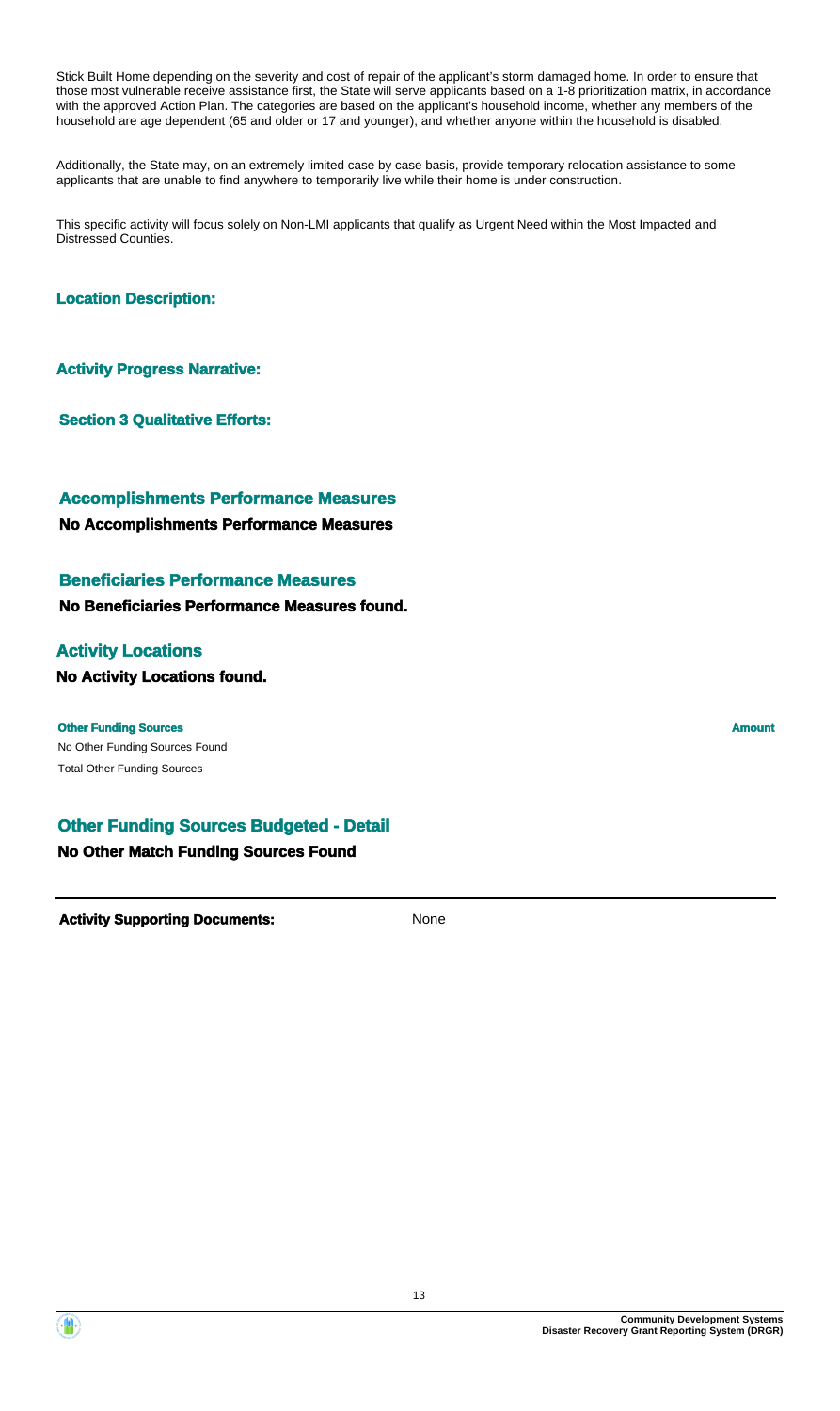Stick Built Home depending on the severity and cost of repair of the applicant's storm damaged home. In order to ensure that those most vulnerable receive assistance first, the State will serve applicants based on a 1-8 prioritization matrix, in accordance with the approved Action Plan. The categories are based on the applicant's household income, whether any members of the household are age dependent (65 and older or 17 and younger), and whether anyone within the household is disabled.

Additionally, the State may, on an extremely limited case by case basis, provide temporary relocation assistance to some applicants that are unable to find anywhere to temporarily live while their home is under construction.

This specific activity will focus solely on Non-LMI applicants that qualify as Urgent Need within the Most Impacted and Distressed Counties.

### Location Description:

### Activity Progress Narrative:

### Section 3 Qualitative Efforts:

## Accomplishments Performance Measures

**No Accomplishments Performance Measures**

## Beneficiaries Performance Measures

**No Beneficiaries Performance Measures found.**

## Activity Locations

**No Activity Locations found.**

| Other Funding Sources | Amount |
| --- | --- |
| No Other Funding Sources Found | |
| Total Other Funding Sources | |

## Other Funding Sources Budgeted - Detail

**No Other Match Funding Sources Found**

**Activity Supporting Documents:** None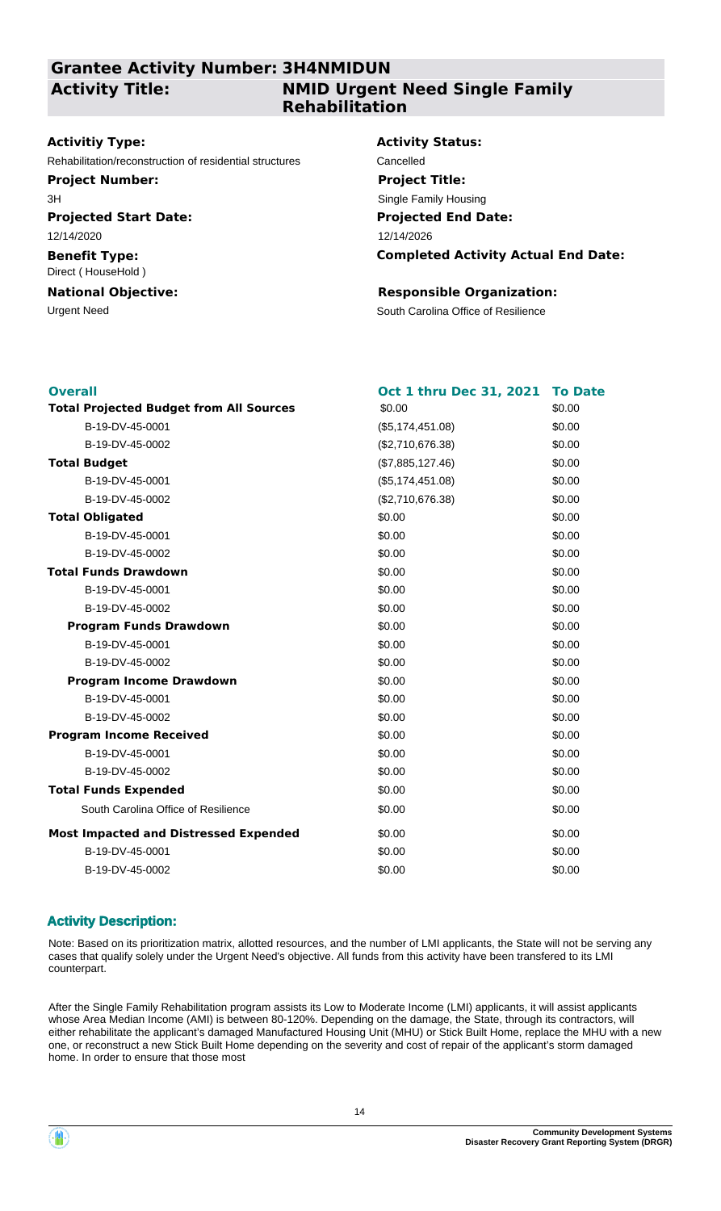## Grantee Activity Number: 3H4NMIDUN

## Activity Title: NMID Urgent Need Single Family Rehabilitation

**Activitiy Type:**
Rehabilitation/reconstruction of residential structures

**Activity Status:**
Cancelled

**Project Number:**
3H

**Project Title:**
Single Family Housing

**Projected Start Date:**
12/14/2020

**Projected End Date:**
12/14/2026

**Benefit Type:**
Direct ( HouseHold )

**Completed Activity Actual End Date:**

**National Objective:**
Urgent Need

**Responsible Organization:**
South Carolina Office of Resilience

| Overall | Oct 1 thru Dec 31, 2021 | To Date |
|---|---|---|
| **Total Projected Budget from All Sources** | $0.00 | $0.00 |
| B-19-DV-45-0001 | ($5,174,451.08) | $0.00 |
| B-19-DV-45-0002 | ($2,710,676.38) | $0.00 |
| **Total Budget** | ($7,885,127.46) | $0.00 |
| B-19-DV-45-0001 | ($5,174,451.08) | $0.00 |
| B-19-DV-45-0002 | ($2,710,676.38) | $0.00 |
| **Total Obligated** | $0.00 | $0.00 |
| B-19-DV-45-0001 | $0.00 | $0.00 |
| B-19-DV-45-0002 | $0.00 | $0.00 |
| **Total Funds Drawdown** | $0.00 | $0.00 |
| B-19-DV-45-0001 | $0.00 | $0.00 |
| B-19-DV-45-0002 | $0.00 | $0.00 |
| **Program Funds Drawdown** | $0.00 | $0.00 |
| B-19-DV-45-0001 | $0.00 | $0.00 |
| B-19-DV-45-0002 | $0.00 | $0.00 |
| **Program Income Drawdown** | $0.00 | $0.00 |
| B-19-DV-45-0001 | $0.00 | $0.00 |
| B-19-DV-45-0002 | $0.00 | $0.00 |
| **Program Income Received** | $0.00 | $0.00 |
| B-19-DV-45-0001 | $0.00 | $0.00 |
| B-19-DV-45-0002 | $0.00 | $0.00 |
| **Total Funds Expended** | $0.00 | $0.00 |
| South Carolina Office of Resilience | $0.00 | $0.00 |
| **Most Impacted and Distressed Expended** | $0.00 | $0.00 |
| B-19-DV-45-0001 | $0.00 | $0.00 |
| B-19-DV-45-0002 | $0.00 | $0.00 |

### Activity Description:

Note: Based on its prioritization matrix, allotted resources, and the number of LMI applicants, the State will not be serving any cases that qualify solely under the Urgent Need's objective. All funds from this activity have been transfered to its LMI counterpart.

After the Single Family Rehabilitation program assists its Low to Moderate Income (LMI) applicants, it will assist applicants whose Area Median Income (AMI) is between 80-120%. Depending on the damage, the State, through its contractors, will either rehabilitate the applicant's damaged Manufactured Housing Unit (MHU) or Stick Built Home, replace the MHU with a new one, or reconstruct a new Stick Built Home depending on the severity and cost of repair of the applicant's storm damaged home. In order to ensure that those most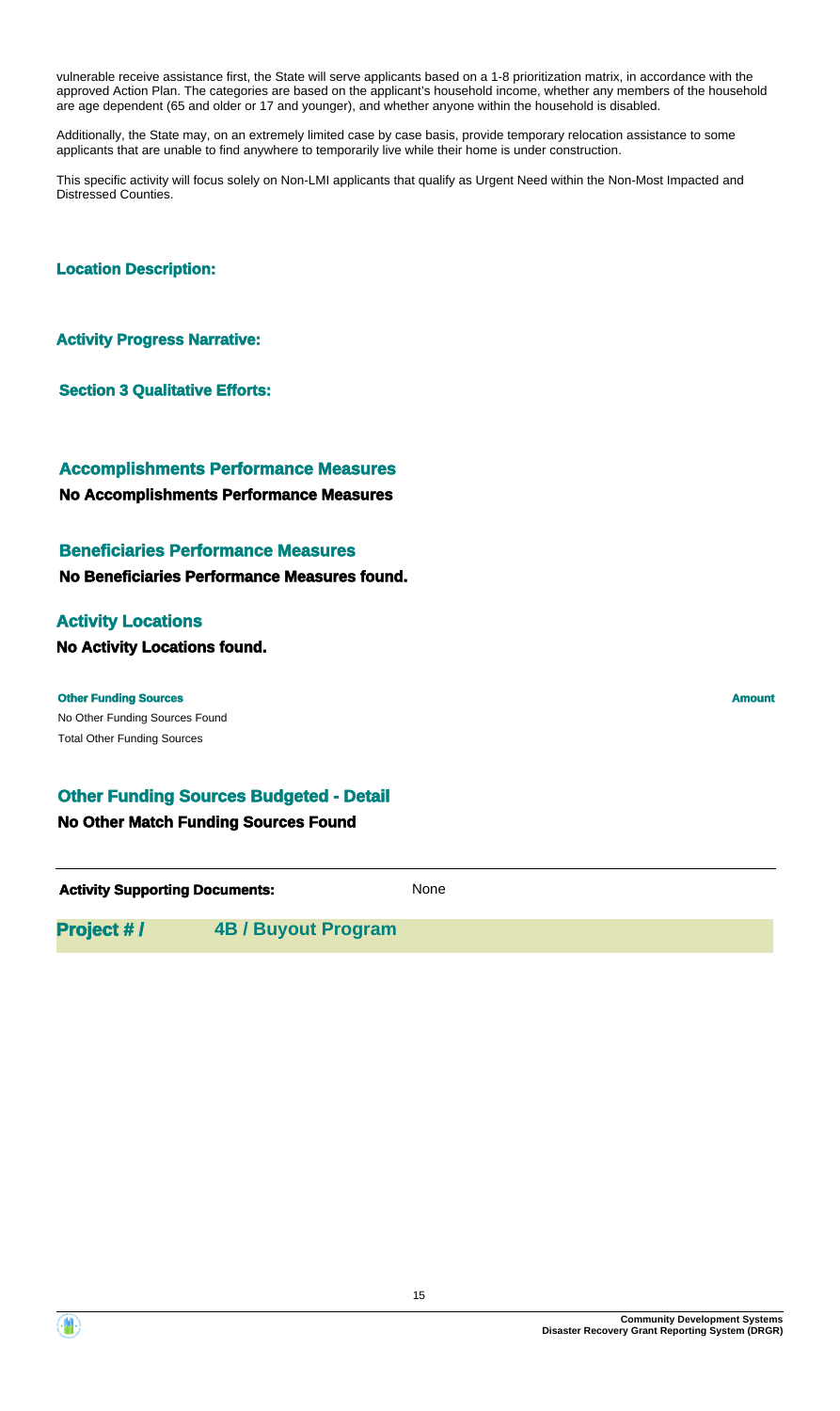vulnerable receive assistance first, the State will serve applicants based on a 1-8 prioritization matrix, in accordance with the approved Action Plan. The categories are based on the applicant's household income, whether any members of the household are age dependent (65 and older or 17 and younger), and whether anyone within the household is disabled.

Additionally, the State may, on an extremely limited case by case basis, provide temporary relocation assistance to some applicants that are unable to find anywhere to temporarily live while their home is under construction.

This specific activity will focus solely on Non-LMI applicants that qualify as Urgent Need within the Non-Most Impacted and Distressed Counties.

**Location Description:**

**Activity Progress Narrative:**

**Section 3 Qualitative Efforts:**

### Accomplishments Performance Measures

**No Accomplishments Performance Measures**

### Beneficiaries Performance Measures

**No Beneficiaries Performance Measures found.**

### Activity Locations

**No Activity Locations found.**

| Other Funding Sources | Amount |
| --- | --- |
| No Other Funding Sources Found | |
| Total Other Funding Sources | |

### Other Funding Sources Budgeted - Detail

**No Other Match Funding Sources Found**

**Activity Supporting Documents:** None

## Project # / 4B / Buyout Program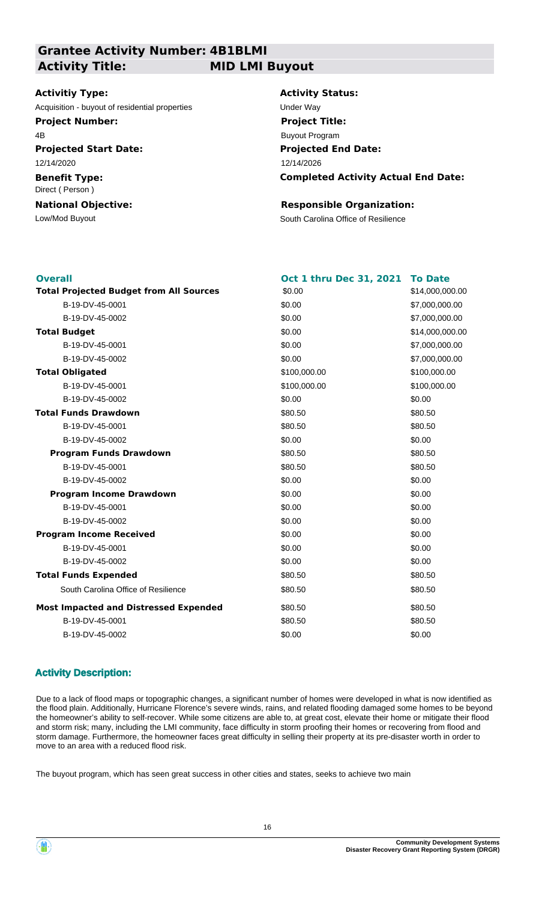## Grantee Activity Number: 4B1BLMI
## Activity Title: MID LMI Buyout

**Activitiy Type:**
Acquisition - buyout of residential properties

**Activity Status:**
Under Way

**Project Number:**
4B

**Project Title:**
Buyout Program

**Projected Start Date:**
12/14/2020

**Projected End Date:**
12/14/2026

**Benefit Type:**
Direct ( Person )

**Completed Activity Actual End Date:**

**National Objective:**
Low/Mod Buyout

**Responsible Organization:**
South Carolina Office of Resilience

| Overall | Oct 1 thru Dec 31, 2021 | To Date |
|---|---|---|
| **Total Projected Budget from All Sources** | $0.00 | $14,000,000.00 |
| B-19-DV-45-0001 | $0.00 | $7,000,000.00 |
| B-19-DV-45-0002 | $0.00 | $7,000,000.00 |
| **Total Budget** | $0.00 | $14,000,000.00 |
| B-19-DV-45-0001 | $0.00 | $7,000,000.00 |
| B-19-DV-45-0002 | $0.00 | $7,000,000.00 |
| **Total Obligated** | $100,000.00 | $100,000.00 |
| B-19-DV-45-0001 | $100,000.00 | $100,000.00 |
| B-19-DV-45-0002 | $0.00 | $0.00 |
| **Total Funds Drawdown** | $80.50 | $80.50 |
| B-19-DV-45-0001 | $80.50 | $80.50 |
| B-19-DV-45-0002 | $0.00 | $0.00 |
| **Program Funds Drawdown** | $80.50 | $80.50 |
| B-19-DV-45-0001 | $80.50 | $80.50 |
| B-19-DV-45-0002 | $0.00 | $0.00 |
| **Program Income Drawdown** | $0.00 | $0.00 |
| B-19-DV-45-0001 | $0.00 | $0.00 |
| B-19-DV-45-0002 | $0.00 | $0.00 |
| **Program Income Received** | $0.00 | $0.00 |
| B-19-DV-45-0001 | $0.00 | $0.00 |
| B-19-DV-45-0002 | $0.00 | $0.00 |
| **Total Funds Expended** | $80.50 | $80.50 |
| South Carolina Office of Resilience | $80.50 | $80.50 |
| **Most Impacted and Distressed Expended** | $80.50 | $80.50 |
| B-19-DV-45-0001 | $80.50 | $80.50 |
| B-19-DV-45-0002 | $0.00 | $0.00 |

### Activity Description:

Due to a lack of flood maps or topographic changes, a significant number of homes were developed in what is now identified as the flood plain. Additionally, Hurricane Florence's severe winds, rains, and related flooding damaged some homes to be beyond the homeowner's ability to self-recover. While some citizens are able to, at great cost, elevate their home or mitigate their flood and storm risk; many, including the LMI community, face difficulty in storm proofing their homes or recovering from flood and storm damage. Furthermore, the homeowner faces great difficulty in selling their property at its pre-disaster worth in order to move to an area with a reduced flood risk.

The buyout program, which has seen great success in other cities and states, seeks to achieve two main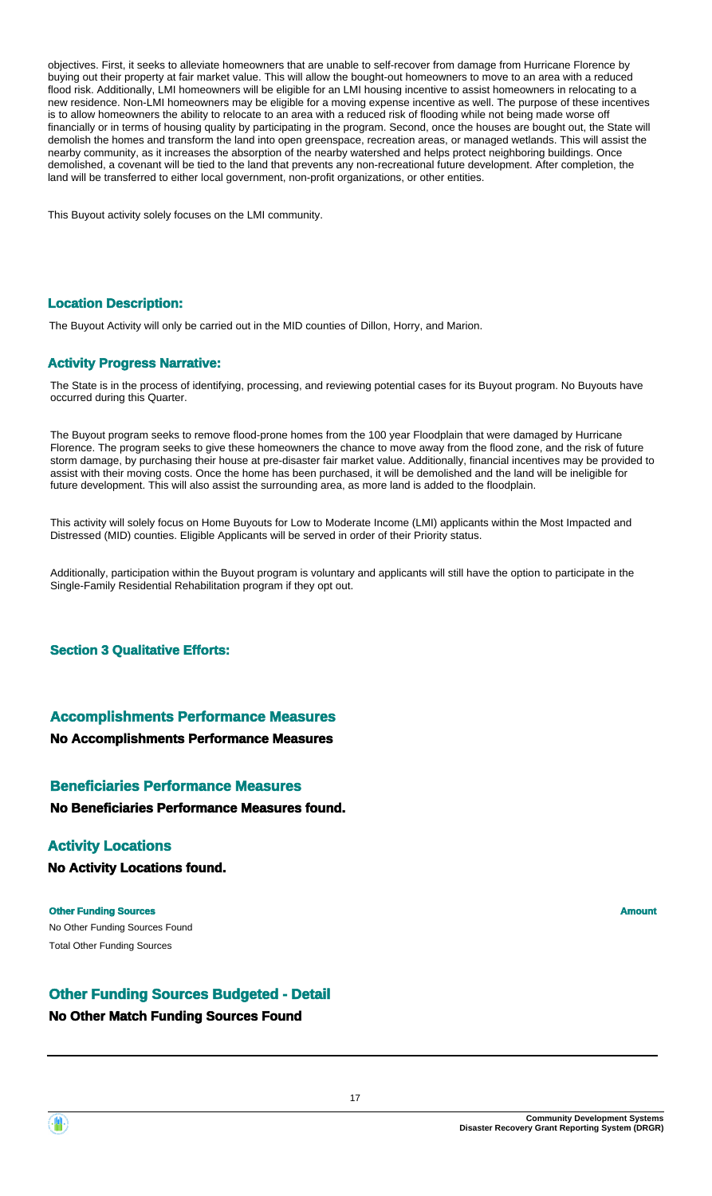objectives. First, it seeks to alleviate homeowners that are unable to self-recover from damage from Hurricane Florence by buying out their property at fair market value. This will allow the bought-out homeowners to move to an area with a reduced flood risk. Additionally, LMI homeowners will be eligible for an LMI housing incentive to assist homeowners in relocating to a new residence. Non-LMI homeowners may be eligible for a moving expense incentive as well. The purpose of these incentives is to allow homeowners the ability to relocate to an area with a reduced risk of flooding while not being made worse off financially or in terms of housing quality by participating in the program. Second, once the houses are bought out, the State will demolish the homes and transform the land into open greenspace, recreation areas, or managed wetlands. This will assist the nearby community, as it increases the absorption of the nearby watershed and helps protect neighboring buildings. Once demolished, a covenant will be tied to the land that prevents any non-recreational future development. After completion, the land will be transferred to either local government, non-profit organizations, or other entities.

This Buyout activity solely focuses on the LMI community.

### Location Description:

The Buyout Activity will only be carried out in the MID counties of Dillon, Horry, and Marion.

### Activity Progress Narrative:

The State is in the process of identifying, processing, and reviewing potential cases for its Buyout program. No Buyouts have occurred during this Quarter.

The Buyout program seeks to remove flood-prone homes from the 100 year Floodplain that were damaged by Hurricane Florence. The program seeks to give these homeowners the chance to move away from the flood zone, and the risk of future storm damage, by purchasing their house at pre-disaster fair market value. Additionally, financial incentives may be provided to assist with their moving costs. Once the home has been purchased, it will be demolished and the land will be ineligible for future development. This will also assist the surrounding area, as more land is added to the floodplain.

This activity will solely focus on Home Buyouts for Low to Moderate Income (LMI) applicants within the Most Impacted and Distressed (MID) counties. Eligible Applicants will be served in order of their Priority status.

Additionally, participation within the Buyout program is voluntary and applicants will still have the option to participate in the Single-Family Residential Rehabilitation program if they opt out.

### Section 3 Qualitative Efforts:

## Accomplishments Performance Measures

**No Accomplishments Performance Measures**

## Beneficiaries Performance Measures

**No Beneficiaries Performance Measures found.**

## Activity Locations

**No Activity Locations found.**

| Other Funding Sources | Amount |
| --- | --- |
| No Other Funding Sources Found | |
| Total Other Funding Sources | |

## Other Funding Sources Budgeted - Detail

**No Other Match Funding Sources Found**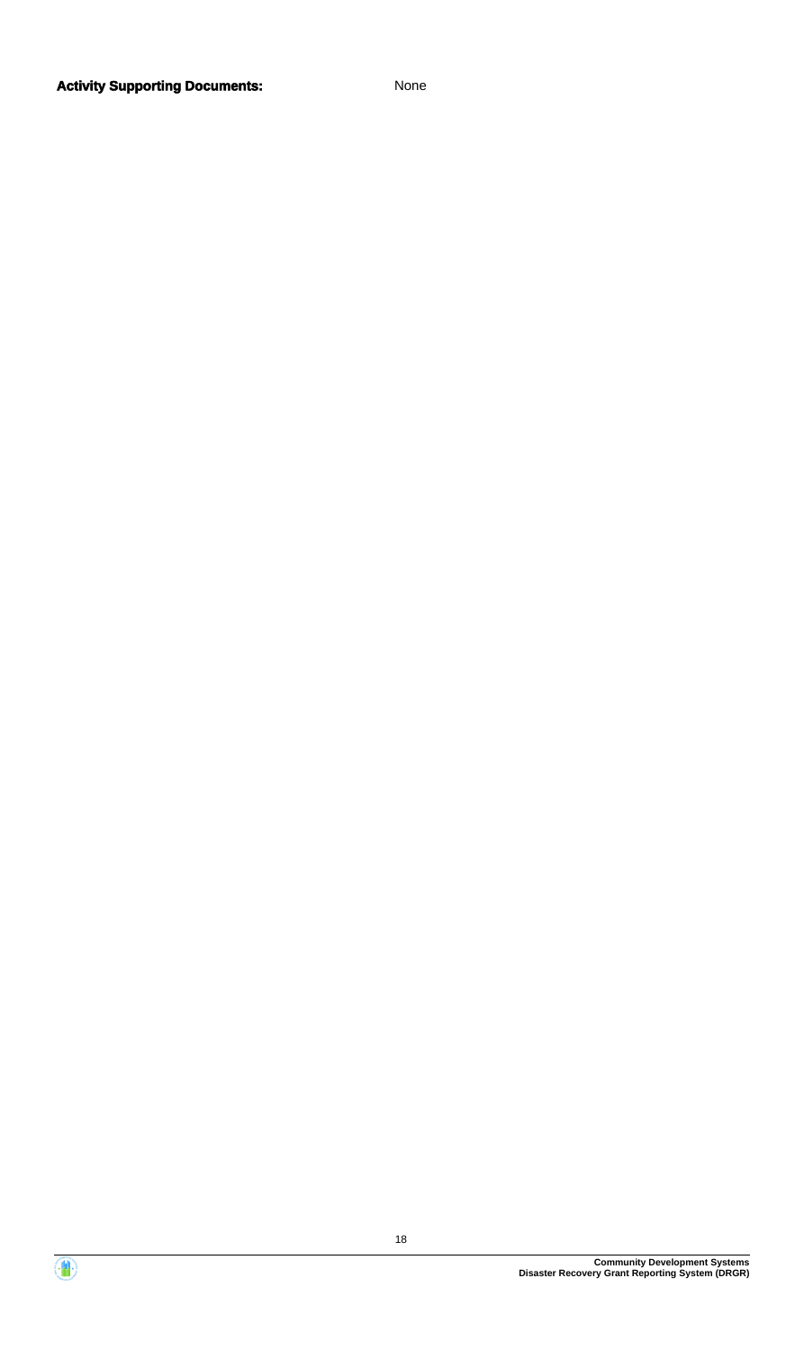**Activity Supporting Documents:** None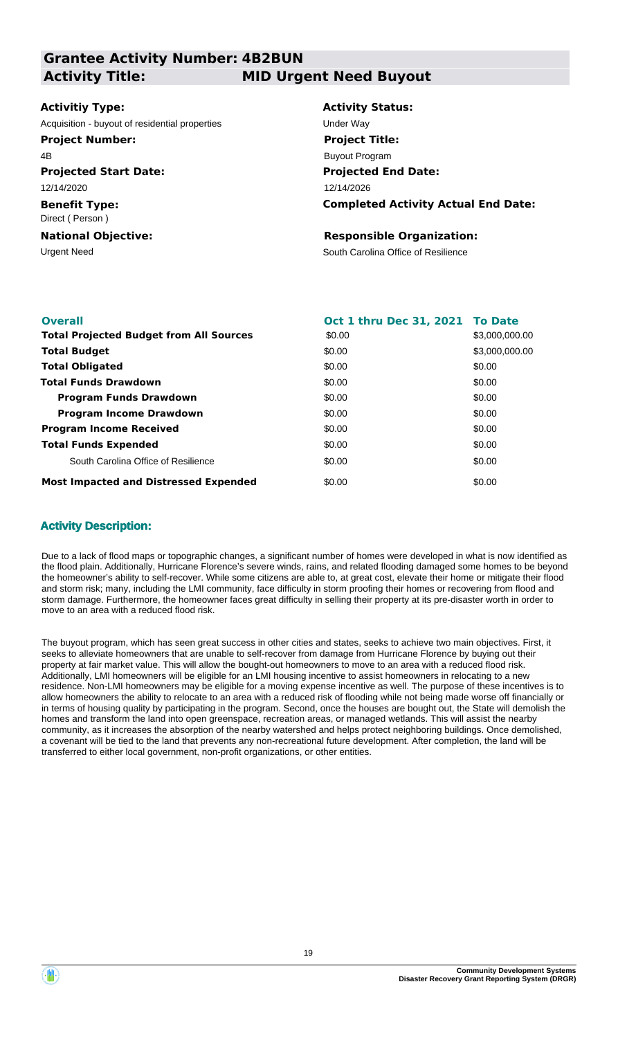## Grantee Activity Number: 4B2BUN

## Activity Title: MID Urgent Need Buyout

**Activitiy Type:**
Acquisition - buyout of residential properties

**Activity Status:**
Under Way

**Project Number:**
4B

**Project Title:**
Buyout Program

**Projected Start Date:**
12/14/2020

**Projected End Date:**
12/14/2026

**Benefit Type:**
Direct ( Person )

**Completed Activity Actual End Date:**

**National Objective:**
Urgent Need

**Responsible Organization:**
South Carolina Office of Resilience

| Overall | Oct 1 thru Dec 31, 2021 | To Date |
|---|---|---|
| **Total Projected Budget from All Sources** | \$0.00 | \$3,000,000.00 |
| **Total Budget** | \$0.00 | \$3,000,000.00 |
| **Total Obligated** | \$0.00 | \$0.00 |
| **Total Funds Drawdown** | \$0.00 | \$0.00 |
| **Program Funds Drawdown** | \$0.00 | \$0.00 |
| **Program Income Drawdown** | \$0.00 | \$0.00 |
| **Program Income Received** | \$0.00 | \$0.00 |
| **Total Funds Expended** | \$0.00 | \$0.00 |
| South Carolina Office of Resilience | \$0.00 | \$0.00 |
| **Most Impacted and Distressed Expended** | \$0.00 | \$0.00 |

### Activity Description:

Due to a lack of flood maps or topographic changes, a significant number of homes were developed in what is now identified as the flood plain. Additionally, Hurricane Florence's severe winds, rains, and related flooding damaged some homes to be beyond the homeowner's ability to self-recover. While some citizens are able to, at great cost, elevate their home or mitigate their flood and storm risk; many, including the LMI community, face difficulty in storm proofing their homes or recovering from flood and storm damage. Furthermore, the homeowner faces great difficulty in selling their property at its pre-disaster worth in order to move to an area with a reduced flood risk.

The buyout program, which has seen great success in other cities and states, seeks to achieve two main objectives. First, it seeks to alleviate homeowners that are unable to self-recover from damage from Hurricane Florence by buying out their property at fair market value. This will allow the bought-out homeowners to move to an area with a reduced flood risk. Additionally, LMI homeowners will be eligible for an LMI housing incentive to assist homeowners in relocating to a new residence. Non-LMI homeowners may be eligible for a moving expense incentive as well. The purpose of these incentives is to allow homeowners the ability to relocate to an area with a reduced risk of flooding while not being made worse off financially or in terms of housing quality by participating in the program. Second, once the houses are bought out, the State will demolish the homes and transform the land into open greenspace, recreation areas, or managed wetlands. This will assist the nearby community, as it increases the absorption of the nearby watershed and helps protect neighboring buildings. Once demolished, a covenant will be tied to the land that prevents any non-recreational future development. After completion, the land will be transferred to either local government, non-profit organizations, or other entities.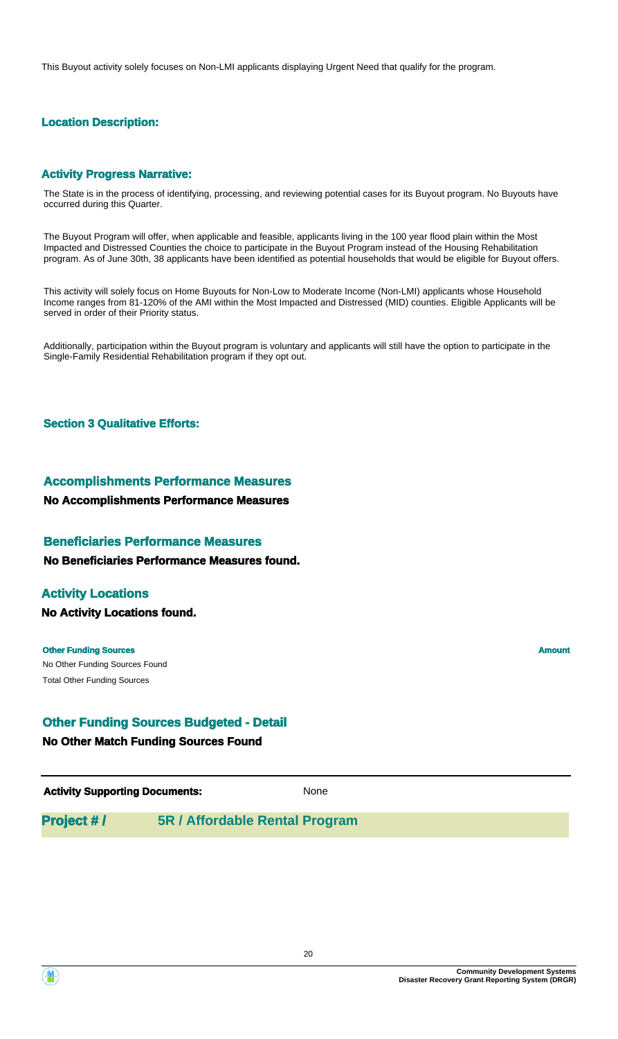This Buyout activity solely focuses on Non-LMI applicants displaying Urgent Need that qualify for the program.

### Location Description:

### Activity Progress Narrative:

The State is in the process of identifying, processing, and reviewing potential cases for its Buyout program. No Buyouts have occurred during this Quarter.

The Buyout Program will offer, when applicable and feasible, applicants living in the 100 year flood plain within the Most Impacted and Distressed Counties the choice to participate in the Buyout Program instead of the Housing Rehabilitation program. As of June 30th, 38 applicants have been identified as potential households that would be eligible for Buyout offers.

This activity will solely focus on Home Buyouts for Non-Low to Moderate Income (Non-LMI) applicants whose Household Income ranges from 81-120% of the AMI within the Most Impacted and Distressed (MID) counties. Eligible Applicants will be served in order of their Priority status.

Additionally, participation within the Buyout program is voluntary and applicants will still have the option to participate in the Single-Family Residential Rehabilitation program if they opt out.

### Section 3 Qualitative Efforts:

## Accomplishments Performance Measures

**No Accomplishments Performance Measures**

## Beneficiaries Performance Measures

**No Beneficiaries Performance Measures found.**

## Activity Locations

**No Activity Locations found.**

| Other Funding Sources | Amount |
| --- | --- |
| No Other Funding Sources Found | |
| Total Other Funding Sources | |

## Other Funding Sources Budgeted - Detail

**No Other Match Funding Sources Found**

**Activity Supporting Documents:** None

## Project # / 5R / Affordable Rental Program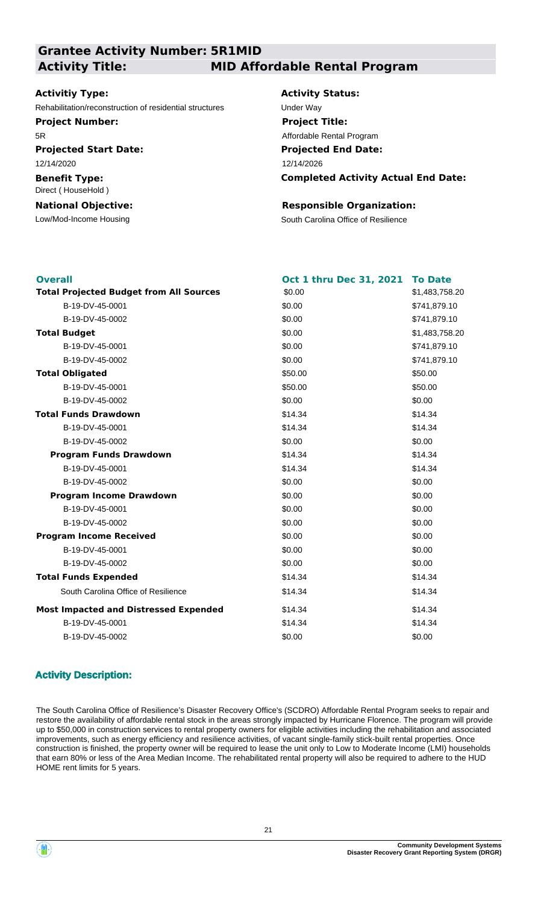## Grantee Activity Number: 5R1MID

## Activity Title: MID Affordable Rental Program

**Activitiy Type:**
Rehabilitation/reconstruction of residential structures

**Activity Status:**
Under Way

**Project Number:**
5R

**Project Title:**
Affordable Rental Program

**Projected Start Date:**
12/14/2020

**Projected End Date:**
12/14/2026

**Benefit Type:**
Direct ( HouseHold )

**Completed Activity Actual End Date:**

**National Objective:**
Low/Mod-Income Housing

**Responsible Organization:**
South Carolina Office of Resilience

| **Overall** | **Oct 1 thru Dec 31, 2021** | **To Date** |
|---|---|---|
| **Total Projected Budget from All Sources** | $0.00 | $1,483,758.20 |
| B-19-DV-45-0001 | $0.00 | $741,879.10 |
| B-19-DV-45-0002 | $0.00 | $741,879.10 |
| **Total Budget** | $0.00 | $1,483,758.20 |
| B-19-DV-45-0001 | $0.00 | $741,879.10 |
| B-19-DV-45-0002 | $0.00 | $741,879.10 |
| **Total Obligated** | $50.00 | $50.00 |
| B-19-DV-45-0001 | $50.00 | $50.00 |
| B-19-DV-45-0002 | $0.00 | $0.00 |
| **Total Funds Drawdown** | $14.34 | $14.34 |
| B-19-DV-45-0001 | $14.34 | $14.34 |
| B-19-DV-45-0002 | $0.00 | $0.00 |
| **Program Funds Drawdown** | $14.34 | $14.34 |
| B-19-DV-45-0001 | $14.34 | $14.34 |
| B-19-DV-45-0002 | $0.00 | $0.00 |
| **Program Income Drawdown** | $0.00 | $0.00 |
| B-19-DV-45-0001 | $0.00 | $0.00 |
| B-19-DV-45-0002 | $0.00 | $0.00 |
| **Program Income Received** | $0.00 | $0.00 |
| B-19-DV-45-0001 | $0.00 | $0.00 |
| B-19-DV-45-0002 | $0.00 | $0.00 |
| **Total Funds Expended** | $14.34 | $14.34 |
| South Carolina Office of Resilience | $14.34 | $14.34 |
| **Most Impacted and Distressed Expended** | $14.34 | $14.34 |
| B-19-DV-45-0001 | $14.34 | $14.34 |
| B-19-DV-45-0002 | $0.00 | $0.00 |

### Activity Description:

The South Carolina Office of Resilience's Disaster Recovery Office's (SCDRO) Affordable Rental Program seeks to repair and restore the availability of affordable rental stock in the areas strongly impacted by Hurricane Florence. The program will provide up to $50,000 in construction services to rental property owners for eligible activities including the rehabilitation and associated improvements, such as energy efficiency and resilience activities, of vacant single-family stick-built rental properties. Once construction is finished, the property owner will be required to lease the unit only to Low to Moderate Income (LMI) households that earn 80% or less of the Area Median Income. The rehabilitated rental property will also be required to adhere to the HUD HOME rent limits for 5 years.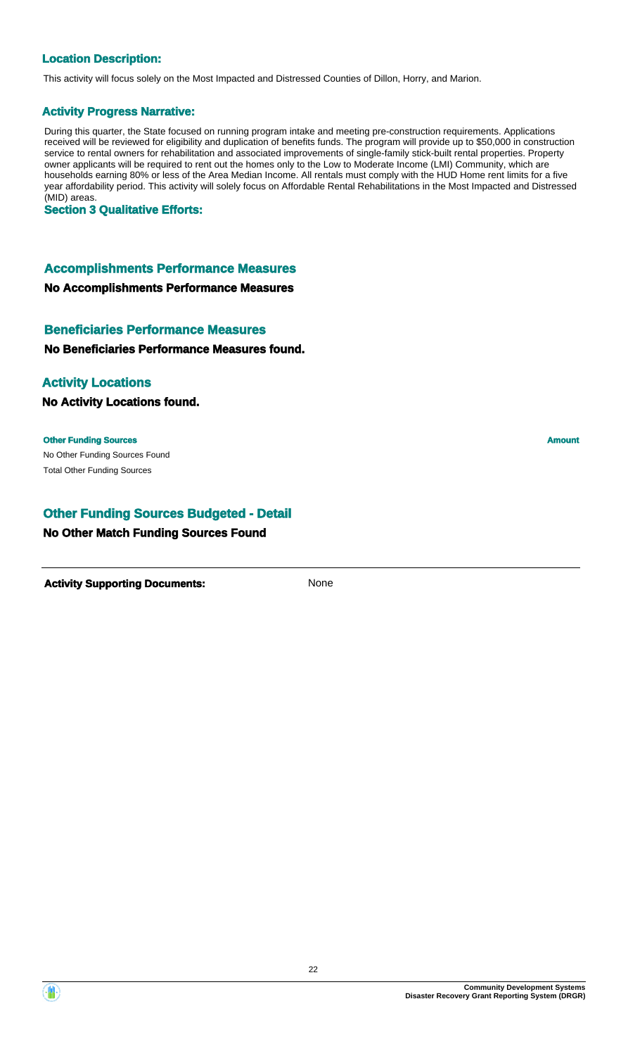### Location Description:

This activity will focus solely on the Most Impacted and Distressed Counties of Dillon, Horry, and Marion.

### Activity Progress Narrative:

During this quarter, the State focused on running program intake and meeting pre-construction requirements. Applications received will be reviewed for eligibility and duplication of benefits funds. The program will provide up to $50,000 in construction service to rental owners for rehabilitation and associated improvements of single-family stick-built rental properties. Property owner applicants will be required to rent out the homes only to the Low to Moderate Income (LMI) Community, which are households earning 80% or less of the Area Median Income. All rentals must comply with the HUD Home rent limits for a five year affordability period. This activity will solely focus on Affordable Rental Rehabilitations in the Most Impacted and Distressed (MID) areas.

### Section 3 Qualitative Efforts:

## Accomplishments Performance Measures

**No Accomplishments Performance Measures**

## Beneficiaries Performance Measures

**No Beneficiaries Performance Measures found.**

## Activity Locations

**No Activity Locations found.**

| Other Funding Sources | Amount |
| --- | --- |
| No Other Funding Sources Found | |
| Total Other Funding Sources | |

## Other Funding Sources Budgeted - Detail

**No Other Match Funding Sources Found**

**Activity Supporting Documents:** None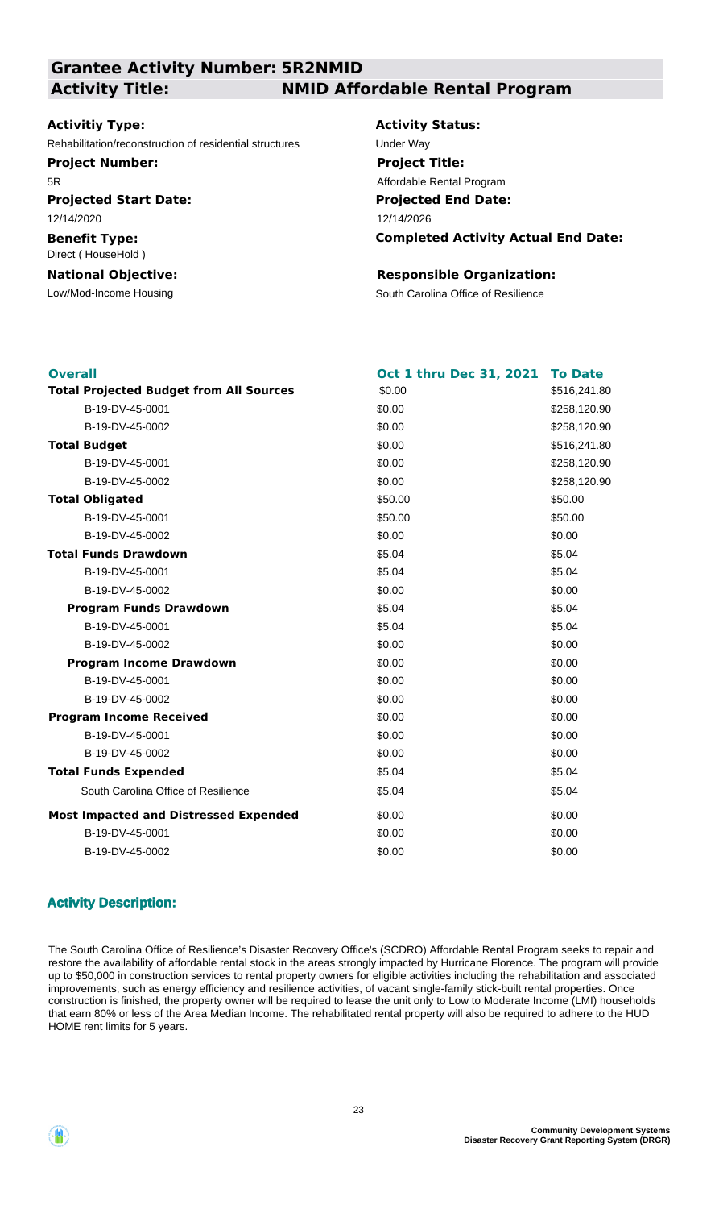## Grantee Activity Number: 5R2NMID

## Activity Title: NMID Affordable Rental Program

**Activitiy Type:**
Rehabilitation/reconstruction of residential structures

**Activity Status:**
Under Way

**Project Number:**
5R

**Project Title:**
Affordable Rental Program

**Projected Start Date:**
12/14/2020

**Projected End Date:**
12/14/2026

**Benefit Type:**
Direct ( HouseHold )

**Completed Activity Actual End Date:**

**National Objective:**
Low/Mod-Income Housing

**Responsible Organization:**
South Carolina Office of Resilience

| Overall | Oct 1 thru Dec 31, 2021 | To Date |
|---|---|---|
| **Total Projected Budget from All Sources** | $0.00 | $516,241.80 |
| B-19-DV-45-0001 | $0.00 | $258,120.90 |
| B-19-DV-45-0002 | $0.00 | $258,120.90 |
| **Total Budget** | $0.00 | $516,241.80 |
| B-19-DV-45-0001 | $0.00 | $258,120.90 |
| B-19-DV-45-0002 | $0.00 | $258,120.90 |
| **Total Obligated** | $50.00 | $50.00 |
| B-19-DV-45-0001 | $50.00 | $50.00 |
| B-19-DV-45-0002 | $0.00 | $0.00 |
| **Total Funds Drawdown** | $5.04 | $5.04 |
| B-19-DV-45-0001 | $5.04 | $5.04 |
| B-19-DV-45-0002 | $0.00 | $0.00 |
| **Program Funds Drawdown** | $5.04 | $5.04 |
| B-19-DV-45-0001 | $5.04 | $5.04 |
| B-19-DV-45-0002 | $0.00 | $0.00 |
| **Program Income Drawdown** | $0.00 | $0.00 |
| B-19-DV-45-0001 | $0.00 | $0.00 |
| B-19-DV-45-0002 | $0.00 | $0.00 |
| **Program Income Received** | $0.00 | $0.00 |
| B-19-DV-45-0001 | $0.00 | $0.00 |
| B-19-DV-45-0002 | $0.00 | $0.00 |
| **Total Funds Expended** | $5.04 | $5.04 |
| South Carolina Office of Resilience | $5.04 | $5.04 |
| **Most Impacted and Distressed Expended** | $0.00 | $0.00 |
| B-19-DV-45-0001 | $0.00 | $0.00 |
| B-19-DV-45-0002 | $0.00 | $0.00 |

### Activity Description:

The South Carolina Office of Resilience's Disaster Recovery Office's (SCDRO) Affordable Rental Program seeks to repair and restore the availability of affordable rental stock in the areas strongly impacted by Hurricane Florence. The program will provide up to $50,000 in construction services to rental property owners for eligible activities including the rehabilitation and associated improvements, such as energy efficiency and resilience activities, of vacant single-family stick-built rental properties. Once construction is finished, the property owner will be required to lease the unit only to Low to Moderate Income (LMI) households that earn 80% or less of the Area Median Income. The rehabilitated rental property will also be required to adhere to the HUD HOME rent limits for 5 years.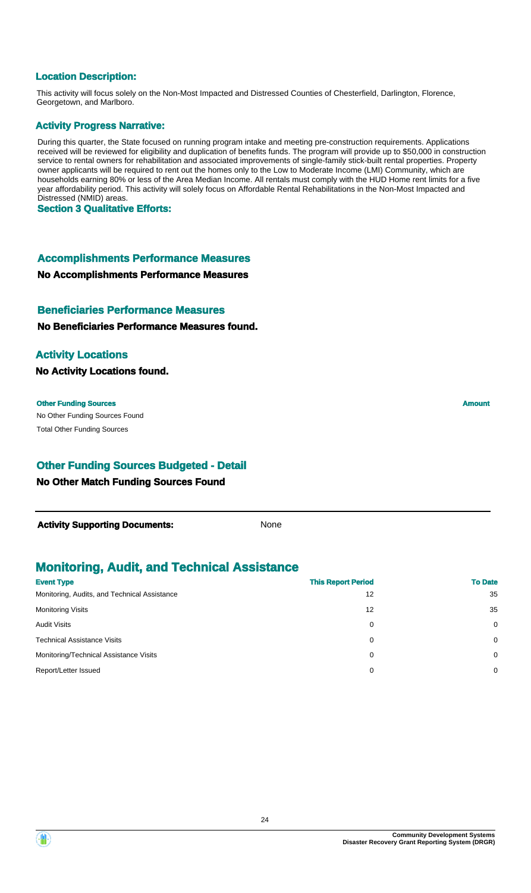### Location Description:

This activity will focus solely on the Non-Most Impacted and Distressed Counties of Chesterfield, Darlington, Florence, Georgetown, and Marlboro.

### Activity Progress Narrative:

During this quarter, the State focused on running program intake and meeting pre-construction requirements. Applications received will be reviewed for eligibility and duplication of benefits funds. The program will provide up to $50,000 in construction service to rental owners for rehabilitation and associated improvements of single-family stick-built rental properties. Property owner applicants will be required to rent out the homes only to the Low to Moderate Income (LMI) Community, which are households earning 80% or less of the Area Median Income. All rentals must comply with the HUD Home rent limits for a five year affordability period. This activity will solely focus on Affordable Rental Rehabilitations in the Non-Most Impacted and Distressed (NMID) areas.

### Section 3 Qualitative Efforts:

## Accomplishments Performance Measures

**No Accomplishments Performance Measures**

## Beneficiaries Performance Measures

**No Beneficiaries Performance Measures found.**

## Activity Locations

**No Activity Locations found.**

| Other Funding Sources | Amount |
|---|---|
| No Other Funding Sources Found | |
| Total Other Funding Sources | |

## Other Funding Sources Budgeted - Detail

**No Other Match Funding Sources Found**

**Activity Supporting Documents:** None

# Monitoring, Audit, and Technical Assistance

| Event Type | This Report Period | To Date |
|---|---|---|
| Monitoring, Audits, and Technical Assistance | 12 | 35 |
| Monitoring Visits | 12 | 35 |
| Audit Visits | 0 | 0 |
| Technical Assistance Visits | 0 | 0 |
| Monitoring/Technical Assistance Visits | 0 | 0 |
| Report/Letter Issued | 0 | 0 |